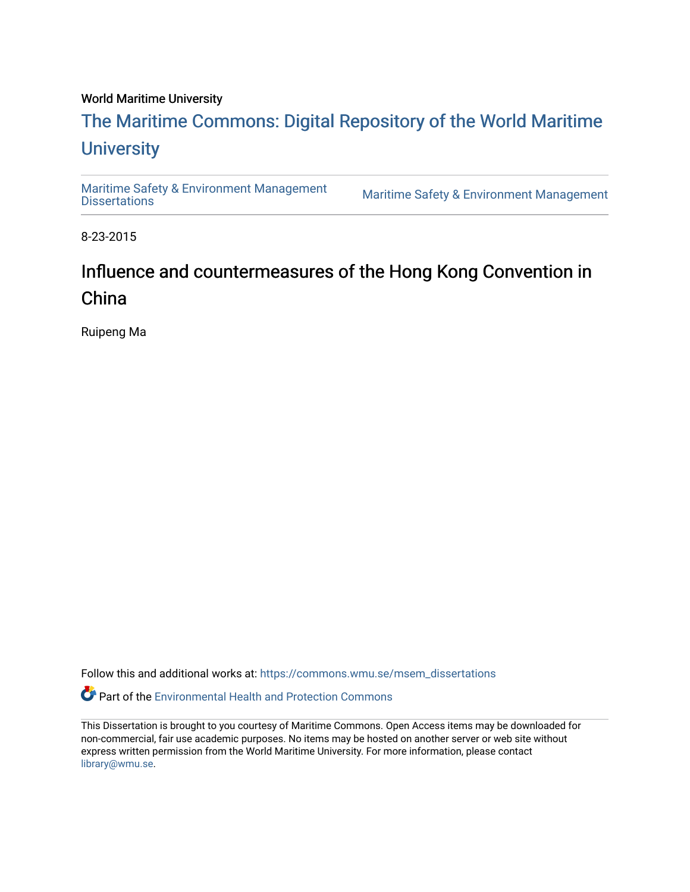World Maritime University

# The Maritime Commons: Digital Repository of the World Maritime University

Maritime Safety & Environment Management Dissertations | Maritime Safety & Environment Management

8-23-2015

## Influence and countermeasures of the Hong Kong Convention in China

Ruipeng Ma

Follow this and additional works at: https://commons.wmu.se/msem_dissertations

Part of the Environmental Health and Protection Commons

This Dissertation is brought to you courtesy of Maritime Commons. Open Access items may be downloaded for non-commercial, fair use academic purposes. No items may be hosted on another server or web site without express written permission from the World Maritime University. For more information, please contact library@wmu.se.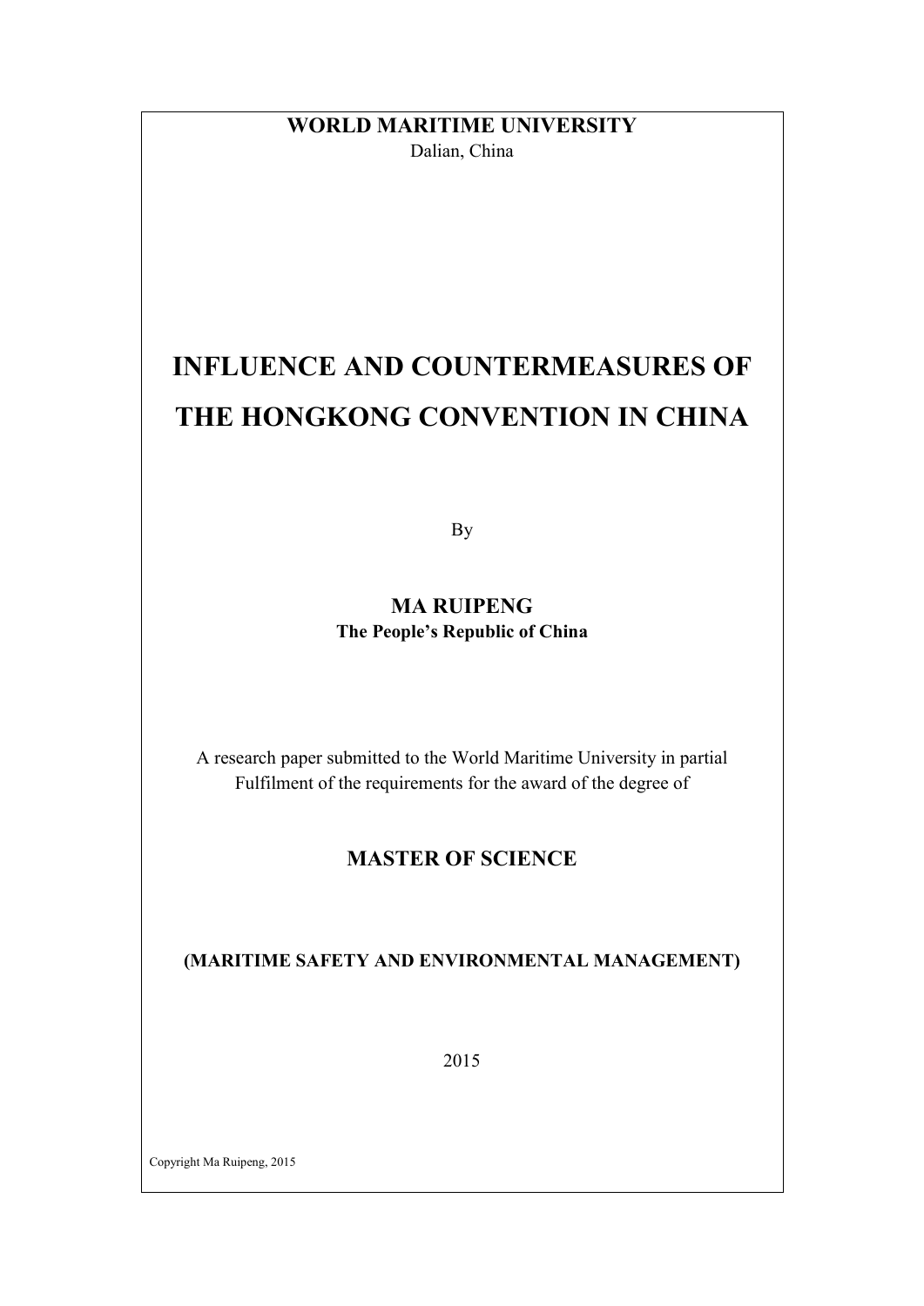**WORLD MARITIME UNIVERSITY**

Dalian, China

# INFLUENCE AND COUNTERMEASURES OF THE HONGKONG CONVENTION IN CHINA

By

**MA RUIPENG**

**The People's Republic of China**

A research paper submitted to the World Maritime University in partial Fulfilment of the requirements for the award of the degree of

**MASTER OF SCIENCE**

**(MARITIME SAFETY AND ENVIRONMENTAL MANAGEMENT)**

2015

Copyright Ma Ruipeng, 2015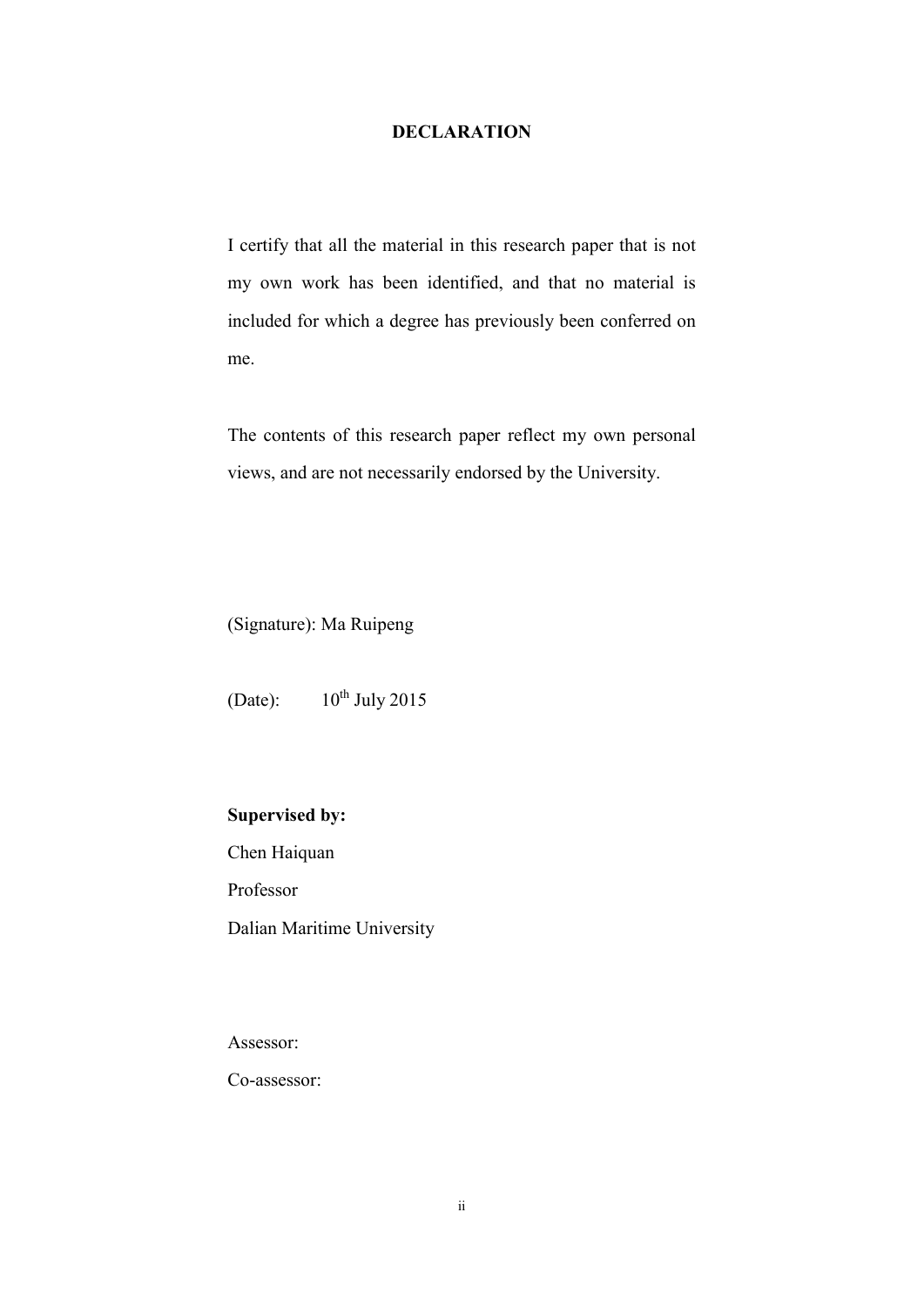# DECLARATION

I certify that all the material in this research paper that is not my own work has been identified, and that no material is included for which a degree has previously been conferred on me.

The contents of this research paper reflect my own personal views, and are not necessarily endorsed by the University.

(Signature): Ma Ruipeng

(Date): 10th July 2015

**Supervised by:**

Chen Haiquan

Professor

Dalian Maritime University

Assessor:

Co-assessor: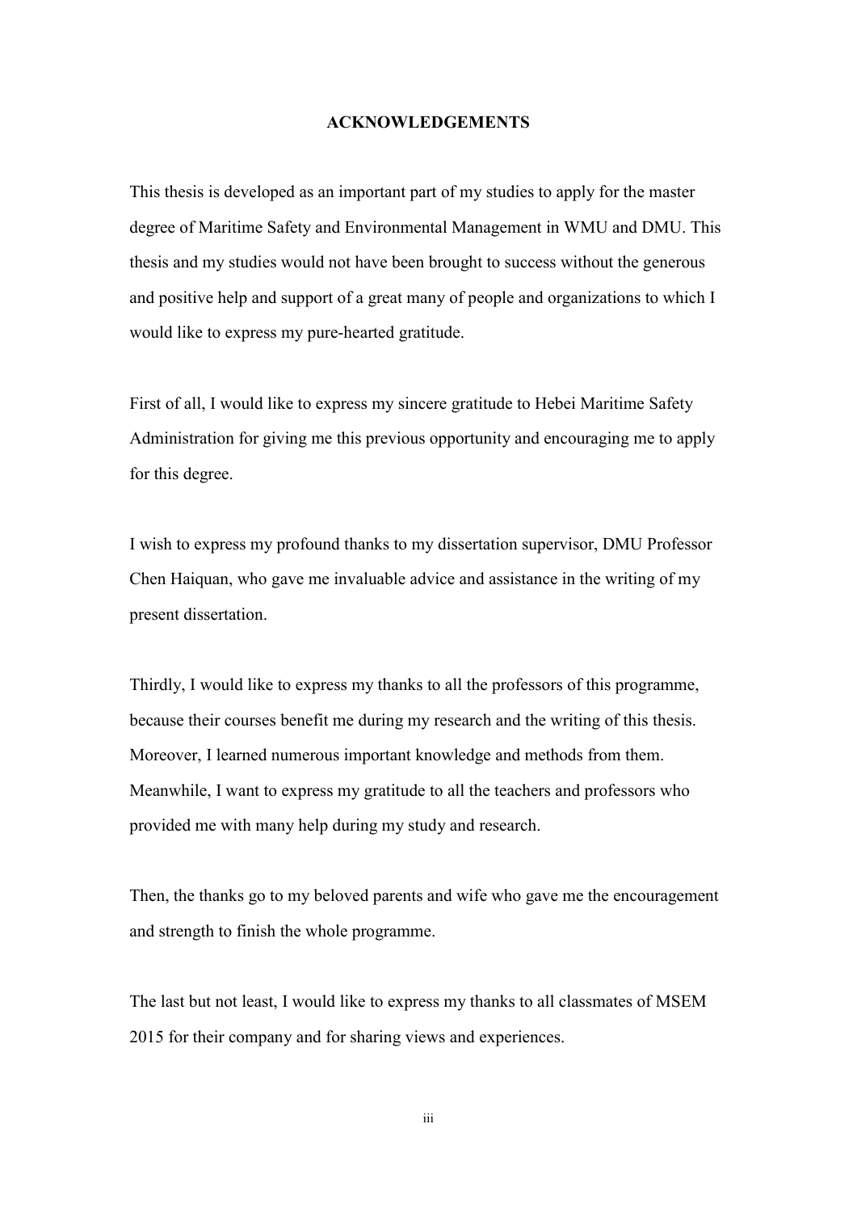# ACKNOWLEDGEMENTS

This thesis is developed as an important part of my studies to apply for the master degree of Maritime Safety and Environmental Management in WMU and DMU. This thesis and my studies would not have been brought to success without the generous and positive help and support of a great many of people and organizations to which I would like to express my pure-hearted gratitude.

First of all, I would like to express my sincere gratitude to Hebei Maritime Safety Administration for giving me this previous opportunity and encouraging me to apply for this degree.

I wish to express my profound thanks to my dissertation supervisor, DMU Professor Chen Haiquan, who gave me invaluable advice and assistance in the writing of my present dissertation.

Thirdly, I would like to express my thanks to all the professors of this programme, because their courses benefit me during my research and the writing of this thesis. Moreover, I learned numerous important knowledge and methods from them. Meanwhile, I want to express my gratitude to all the teachers and professors who provided me with many help during my study and research.

Then, the thanks go to my beloved parents and wife who gave me the encouragement and strength to finish the whole programme.

The last but not least, I would like to express my thanks to all classmates of MSEM 2015 for their company and for sharing views and experiences.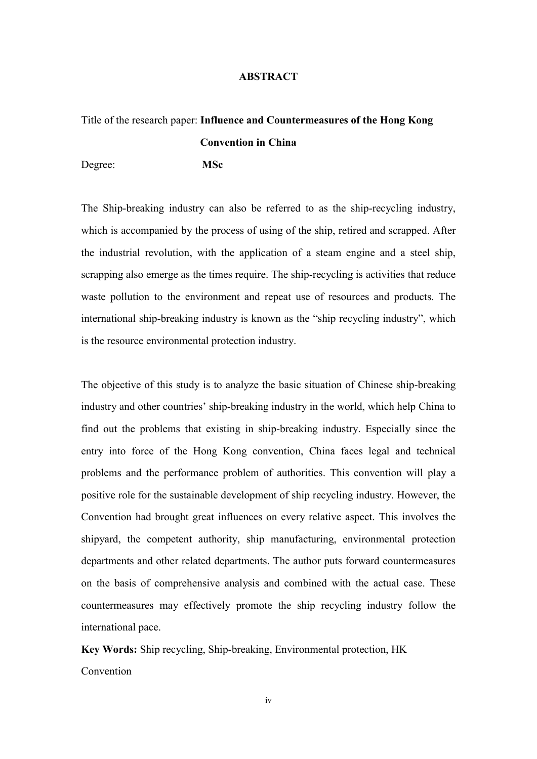# ABSTRACT

Title of the research paper: **Influence and Countermeasures of the Hong Kong Convention in China**

Degree: **MSc**

The Ship-breaking industry can also be referred to as the ship-recycling industry, which is accompanied by the process of using of the ship, retired and scrapped. After the industrial revolution, with the application of a steam engine and a steel ship, scrapping also emerge as the times require. The ship-recycling is activities that reduce waste pollution to the environment and repeat use of resources and products. The international ship-breaking industry is known as the "ship recycling industry", which is the resource environmental protection industry.

The objective of this study is to analyze the basic situation of Chinese ship-breaking industry and other countries' ship-breaking industry in the world, which help China to find out the problems that existing in ship-breaking industry. Especially since the entry into force of the Hong Kong convention, China faces legal and technical problems and the performance problem of authorities. This convention will play a positive role for the sustainable development of ship recycling industry. However, the Convention had brought great influences on every relative aspect. This involves the shipyard, the competent authority, ship manufacturing, environmental protection departments and other related departments. The author puts forward countermeasures on the basis of comprehensive analysis and combined with the actual case. These countermeasures may effectively promote the ship recycling industry follow the international pace.

**Key Words:** Ship recycling, Ship-breaking, Environmental protection, HK Convention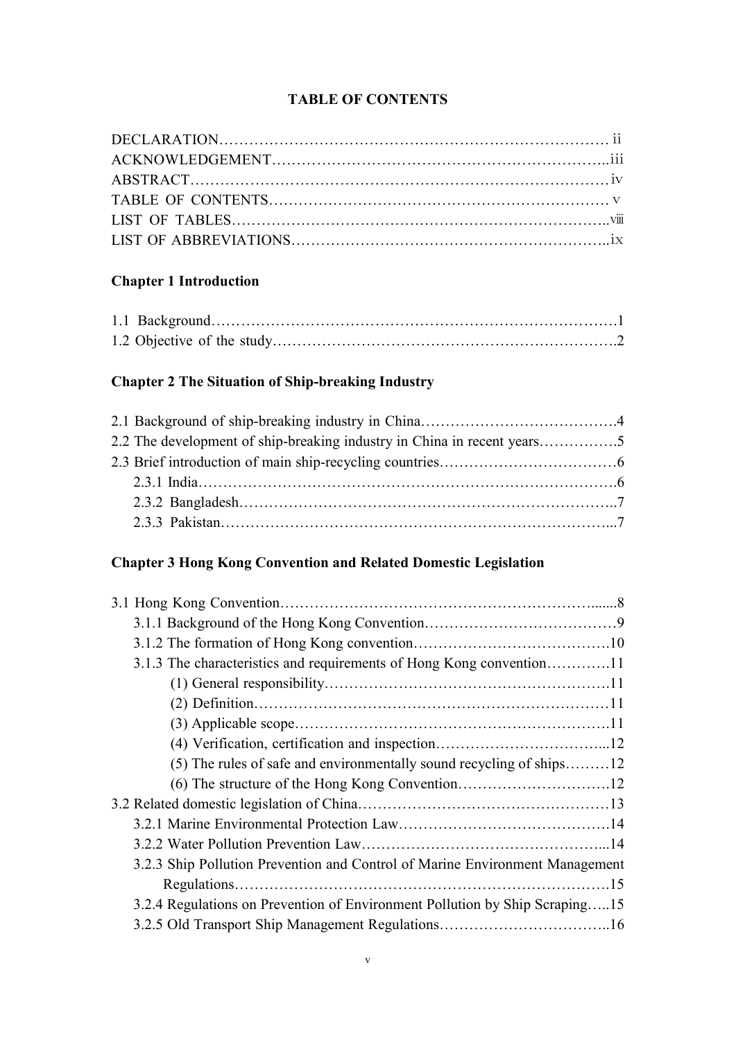## TABLE OF CONTENTS

DECLARATION…………………………………………………………………… ii
ACKNOWLEDGEMENT………………………………………………………..iii
ABSTRACT……………………………………………………………………… iv
TABLE OF CONTENTS…………………………………………………………… v
LIST OF TABLES………………………………………………………………..viii
LIST OF ABBREVIATIONS……………………………………………………..ix

**Chapter 1 Introduction**

1.1 Background……………………………………………………………………1
1.2 Objective of the study…………………………………………………………2

**Chapter 2 The Situation of Ship-breaking Industry**

2.1 Background of ship-breaking industry in China…………………………………4
2.2 The development of ship-breaking industry in China in recent years…………….5
2.3 Brief introduction of main ship-recycling countries………………………………6
  2.3.1 India…………………………………………………………………………6
  2.3.2 Bangladesh…………………………………………………………………..7
  2.3.3 Pakistan……………………………………………………………………...7

**Chapter 3 Hong Kong Convention and Related Domestic Legislation**

3.1 Hong Kong Convention……………………………………………………......8
  3.1.1 Background of the Hong Kong Convention…………………………………9
  3.1.2 The formation of Hong Kong convention…………………………………..10
  3.1.3 The characteristics and requirements of Hong Kong convention………….11
    (1) General responsibility…………………………………………………….11
    (2) Definition…………………………………………………………………11
    (3) Applicable scope………………………………………………………….11
    (4) Verification, certification and inspection……………………………...12
    (5) The rules of safe and environmentally sound recycling of ships………12
    (6) The structure of the Hong Kong Convention………………………….12
3.2 Related domestic legislation of China……………………………………………13
  3.2.1 Marine Environmental Protection Law…………………………………….14
  3.2.2 Water Pollution Prevention Law…………………………………………...14
  3.2.3 Ship Pollution Prevention and Control of Marine Environment Management Regulations……………………………………………………………….15
  3.2.4 Regulations on Prevention of Environment Pollution by Ship Scraping…..15
  3.2.5 Old Transport Ship Management Regulations……………………………..16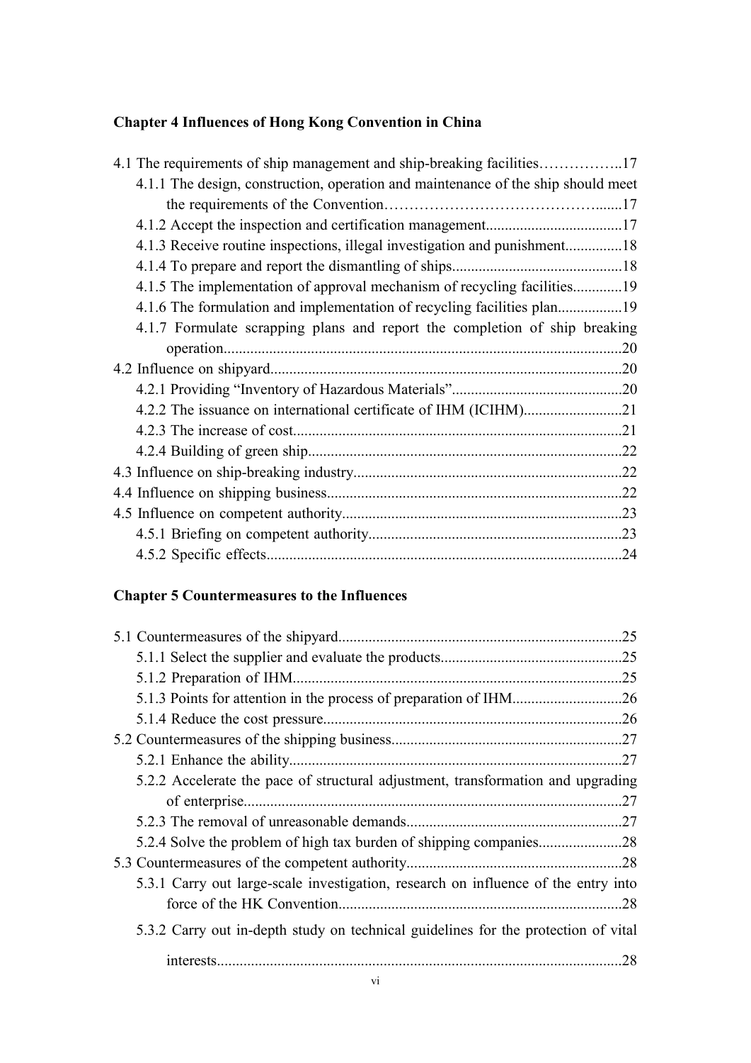**Chapter 4 Influences of Hong Kong Convention in China**

4.1 The requirements of ship management and ship-breaking facilities……………..17

4.1.1 The design, construction, operation and maintenance of the ship should meet the requirements of the Convention……………………………………......17

4.1.2 Accept the inspection and certification management....................................17

4.1.3 Receive routine inspections, illegal investigation and punishment...............18

4.1.4 To prepare and report the dismantling of ships.............................................18

4.1.5 The implementation of approval mechanism of recycling facilities.............19

4.1.6 The formulation and implementation of recycling facilities plan.................19

4.1.7 Formulate scrapping plans and report the completion of ship breaking operation........................................................................................................20

4.2 Influence on shipyard............................................................................................20

4.2.1 Providing "Inventory of Hazardous Materials".............................................20

4.2.2 The issuance on international certificate of IHM (ICIHM)..........................21

4.2.3 The increase of cost.......................................................................................21

4.2.4 Building of green ship...................................................................................22

4.3 Influence on ship-breaking industry.......................................................................22

4.4 Influence on shipping business..............................................................................22

4.5 Influence on competent authority..........................................................................23

4.5.1 Briefing on competent authority...................................................................23

4.5.2 Specific effects..............................................................................................24

**Chapter 5 Countermeasures to the Influences**

5.1 Countermeasures of the shipyard...........................................................................25

5.1.1 Select the supplier and evaluate the products................................................25

5.1.2 Preparation of IHM.......................................................................................25

5.1.3 Points for attention in the process of preparation of IHM.............................26

5.1.4 Reduce the cost pressure...............................................................................26

5.2 Countermeasures of the shipping business.............................................................27

5.2.1 Enhance the ability........................................................................................27

5.2.2 Accelerate the pace of structural adjustment, transformation and upgrading of enterprise...................................................................................................27

5.2.3 The removal of unreasonable demands.........................................................27

5.2.4 Solve the problem of high tax burden of shipping companies......................28

5.3 Countermeasures of the competent authority.........................................................28

5.3.1 Carry out large-scale investigation, research on influence of the entry into force of the HK Convention...........................................................................28

5.3.2 Carry out in-depth study on technical guidelines for the protection of vital interests..........................................................................................................28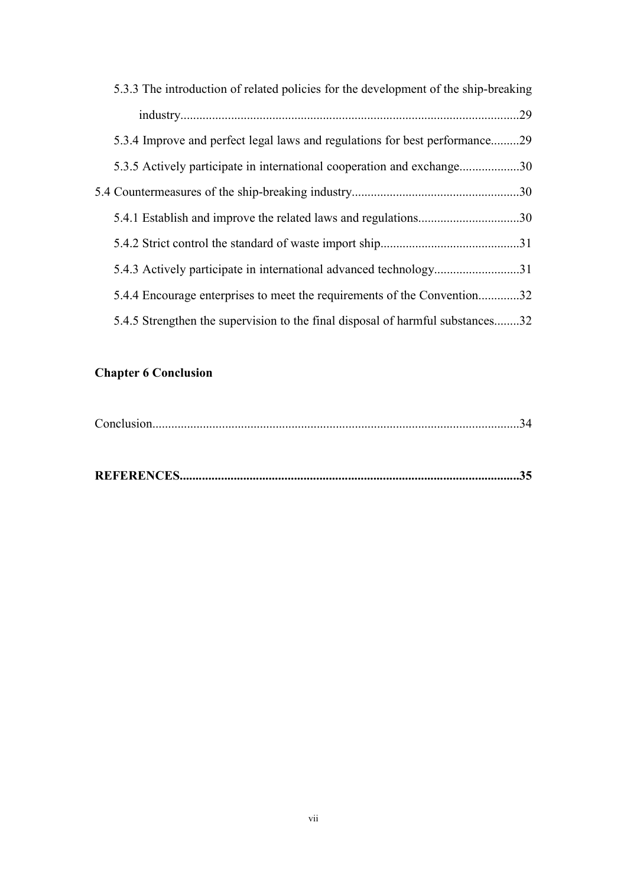5.3.3 The introduction of related policies for the development of the ship-breaking industry..........................................................................................................29

5.3.4 Improve and perfect legal laws and regulations for best performance.........29

5.3.5 Actively participate in international cooperation and exchange...................30

5.4 Countermeasures of the ship-breaking industry....................................................30

5.4.1 Establish and improve the related laws and regulations................................30

5.4.2 Strict control the standard of waste import ship............................................31

5.4.3 Actively participate in international advanced technology...........................31

5.4.4 Encourage enterprises to meet the requirements of the Convention.............32

5.4.5 Strengthen the supervision to the final disposal of harmful substances........32

**Chapter 6 Conclusion**

Conclusion..................................................................................................................34

**REFERENCES..........................................................................................................35**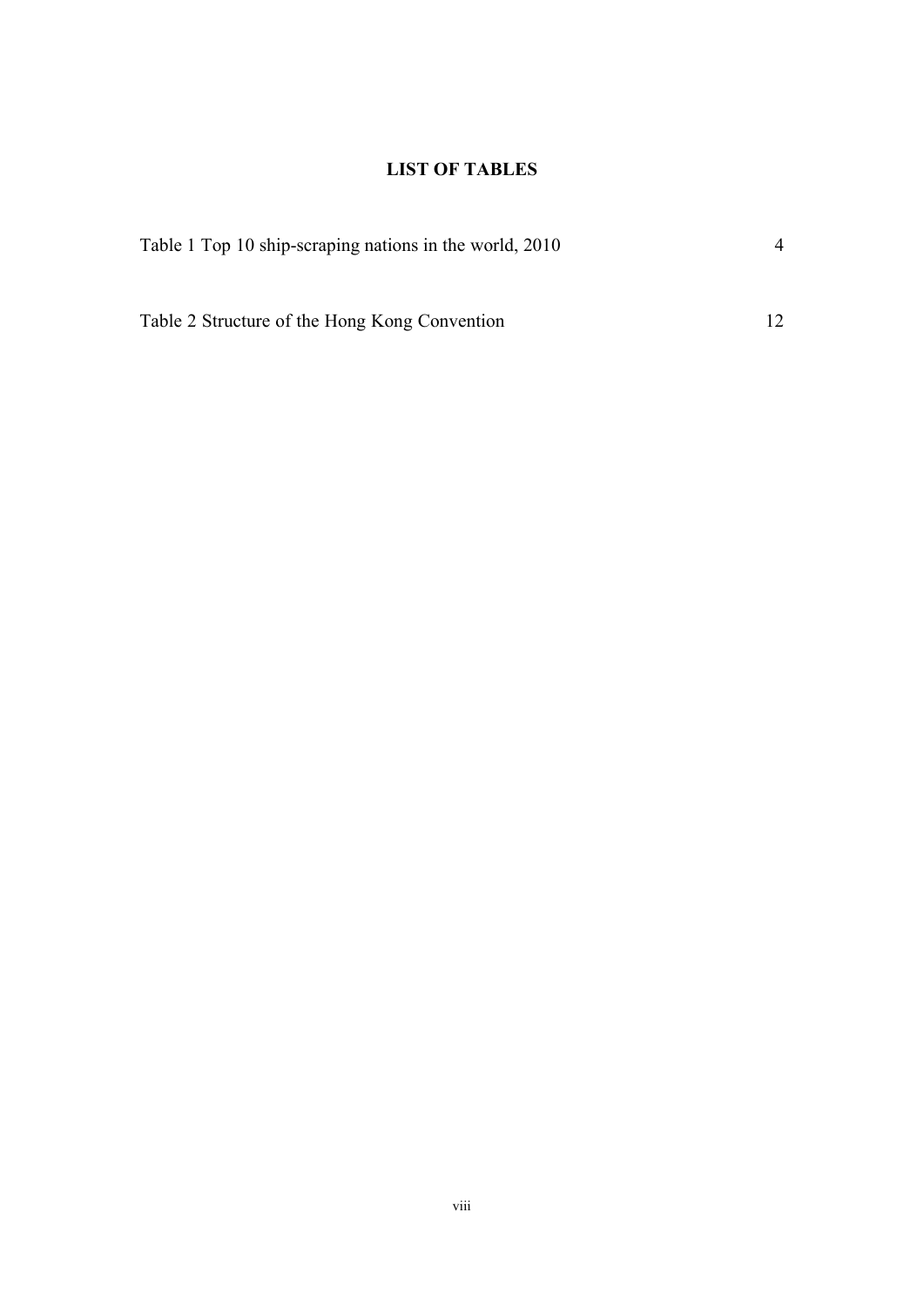# LIST OF TABLES

Table 1 Top 10 ship-scraping nations in the world, 2010 4

Table 2 Structure of the Hong Kong Convention 12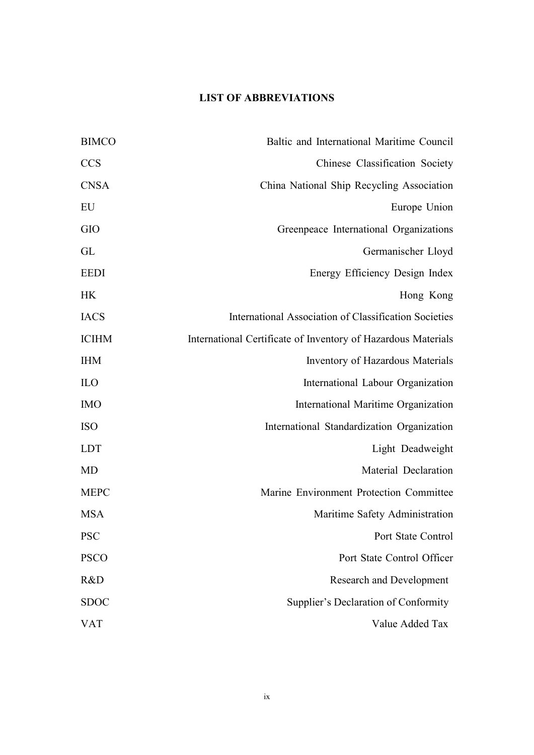## LIST OF ABBREVIATIONS

| | |
|---|---|
| BIMCO | Baltic and International Maritime Council |
| CCS | Chinese Classification Society |
| CNSA | China National Ship Recycling Association |
| EU | Europe Union |
| GIO | Greenpeace International Organizations |
| GL | Germanischer Lloyd |
| EEDI | Energy Efficiency Design Index |
| HK | Hong Kong |
| IACS | International Association of Classification Societies |
| ICIHM | International Certificate of Inventory of Hazardous Materials |
| IHM | Inventory of Hazardous Materials |
| ILO | International Labour Organization |
| IMO | International Maritime Organization |
| ISO | International Standardization Organization |
| LDT | Light Deadweight |
| MD | Material Declaration |
| MEPC | Marine Environment Protection Committee |
| MSA | Maritime Safety Administration |
| PSC | Port State Control |
| PSCO | Port State Control Officer |
| R&D | Research and Development |
| SDOC | Supplier's Declaration of Conformity |
| VAT | Value Added Tax |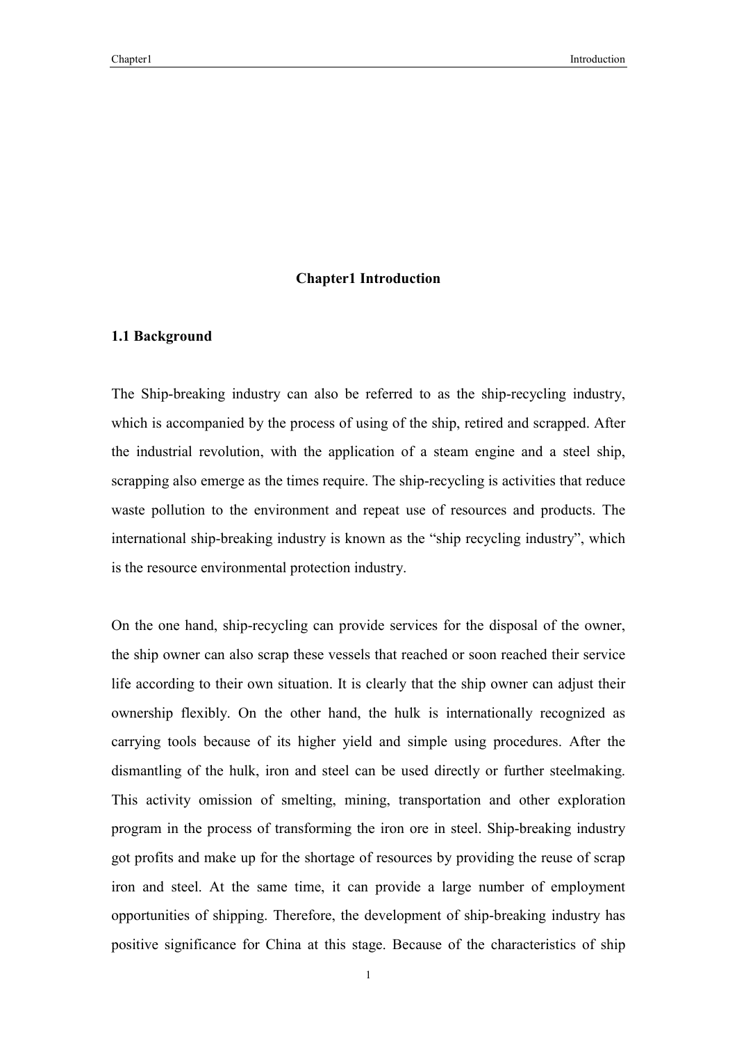# Chapter1 Introduction

## 1.1 Background

The Ship-breaking industry can also be referred to as the ship-recycling industry, which is accompanied by the process of using of the ship, retired and scrapped. After the industrial revolution, with the application of a steam engine and a steel ship, scrapping also emerge as the times require. The ship-recycling is activities that reduce waste pollution to the environment and repeat use of resources and products. The international ship-breaking industry is known as the "ship recycling industry", which is the resource environmental protection industry.

On the one hand, ship-recycling can provide services for the disposal of the owner, the ship owner can also scrap these vessels that reached or soon reached their service life according to their own situation. It is clearly that the ship owner can adjust their ownership flexibly. On the other hand, the hulk is internationally recognized as carrying tools because of its higher yield and simple using procedures. After the dismantling of the hulk, iron and steel can be used directly or further steelmaking. This activity omission of smelting, mining, transportation and other exploration program in the process of transforming the iron ore in steel. Ship-breaking industry got profits and make up for the shortage of resources by providing the reuse of scrap iron and steel. At the same time, it can provide a large number of employment opportunities of shipping. Therefore, the development of ship-breaking industry has positive significance for China at this stage. Because of the characteristics of ship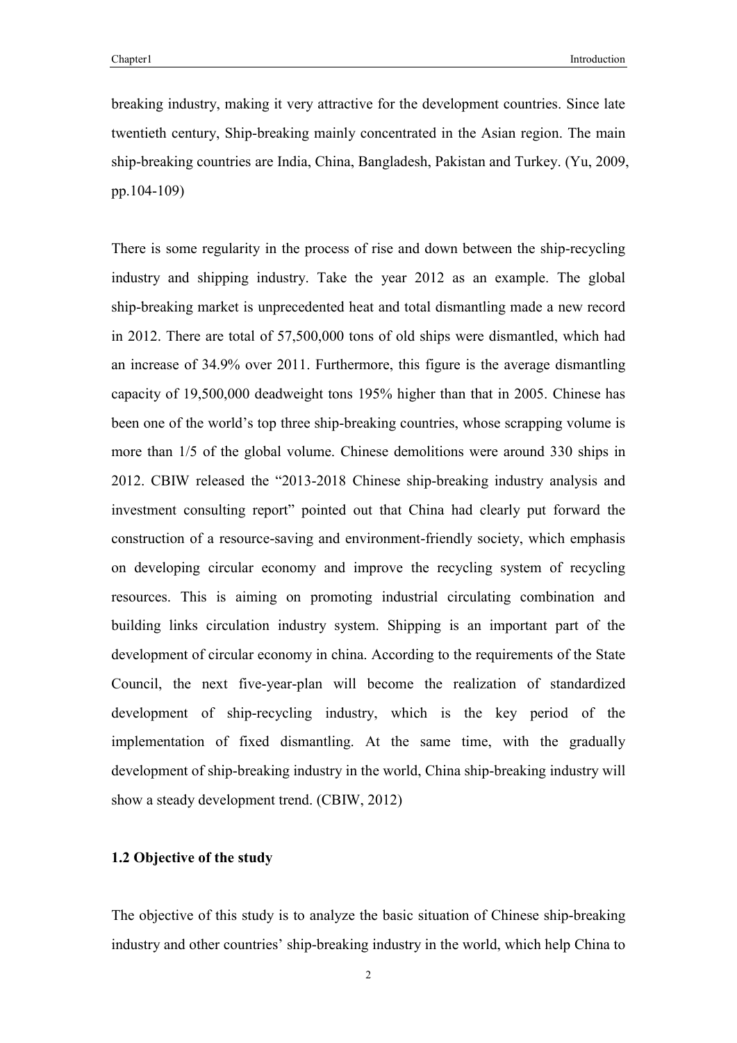breaking industry, making it very attractive for the development countries. Since late twentieth century, Ship-breaking mainly concentrated in the Asian region. The main ship-breaking countries are India, China, Bangladesh, Pakistan and Turkey. (Yu, 2009, pp.104-109)

There is some regularity in the process of rise and down between the ship-recycling industry and shipping industry. Take the year 2012 as an example. The global ship-breaking market is unprecedented heat and total dismantling made a new record in 2012. There are total of 57,500,000 tons of old ships were dismantled, which had an increase of 34.9% over 2011. Furthermore, this figure is the average dismantling capacity of 19,500,000 deadweight tons 195% higher than that in 2005. Chinese has been one of the world's top three ship-breaking countries, whose scrapping volume is more than 1/5 of the global volume. Chinese demolitions were around 330 ships in 2012. CBIW released the "2013-2018 Chinese ship-breaking industry analysis and investment consulting report" pointed out that China had clearly put forward the construction of a resource-saving and environment-friendly society, which emphasis on developing circular economy and improve the recycling system of recycling resources. This is aiming on promoting industrial circulating combination and building links circulation industry system. Shipping is an important part of the development of circular economy in china. According to the requirements of the State Council, the next five-year-plan will become the realization of standardized development of ship-recycling industry, which is the key period of the implementation of fixed dismantling. At the same time, with the gradually development of ship-breaking industry in the world, China ship-breaking industry will show a steady development trend. (CBIW, 2012)

## 1.2 Objective of the study

The objective of this study is to analyze the basic situation of Chinese ship-breaking industry and other countries' ship-breaking industry in the world, which help China to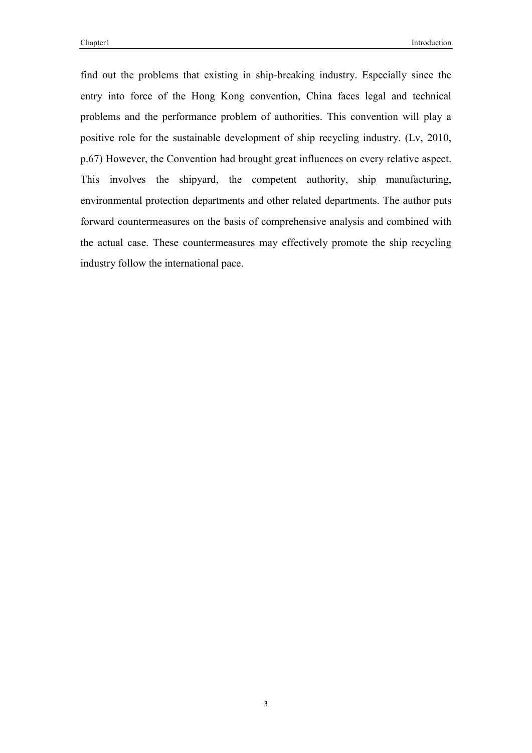find out the problems that existing in ship-breaking industry. Especially since the entry into force of the Hong Kong convention, China faces legal and technical problems and the performance problem of authorities. This convention will play a positive role for the sustainable development of ship recycling industry. (Lv, 2010, p.67) However, the Convention had brought great influences on every relative aspect. This involves the shipyard, the competent authority, ship manufacturing, environmental protection departments and other related departments. The author puts forward countermeasures on the basis of comprehensive analysis and combined with the actual case. These countermeasures may effectively promote the ship recycling industry follow the international pace.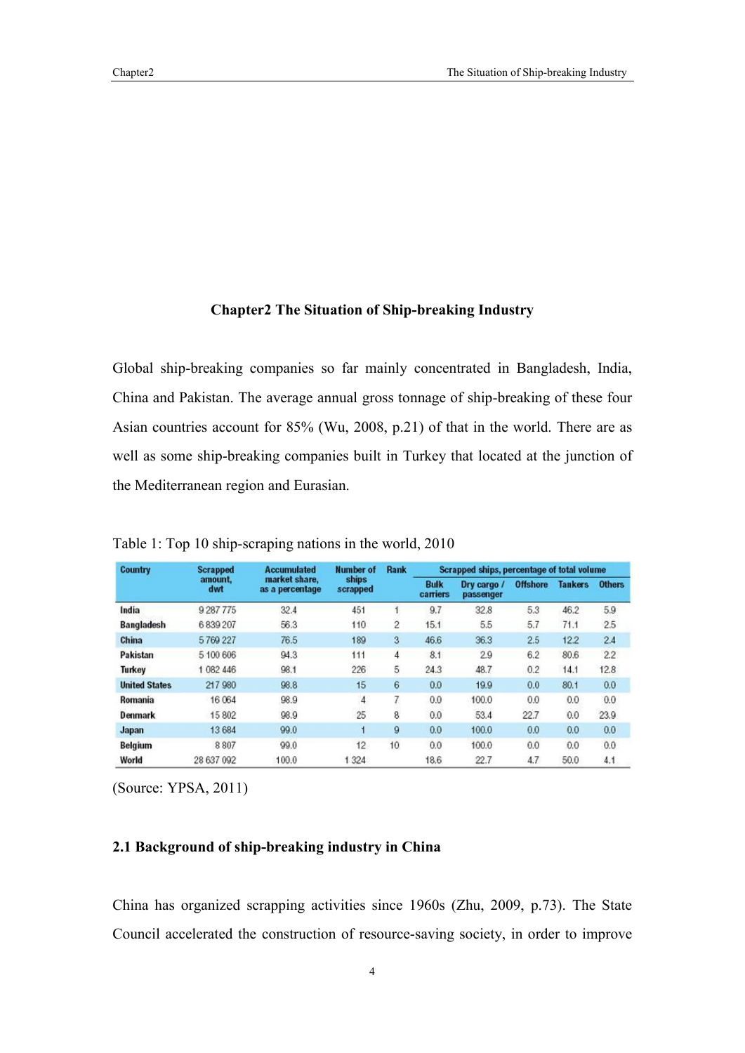# Chapter2 The Situation of Ship-breaking Industry

Global ship-breaking companies so far mainly concentrated in Bangladesh, India, China and Pakistan. The average annual gross tonnage of ship-breaking of these four Asian countries account for 85% (Wu, 2008, p.21) of that in the world. There are as well as some ship-breaking companies built in Turkey that located at the junction of the Mediterranean region and Eurasian.

Table 1: Top 10 ship-scraping nations in the world, 2010

| Country | Scrapped amount, dwt | Accumulated market share, as a percentage | Number of ships scrapped | Rank | Scrapped ships, percentage of total volume | | | | |
|---|---|---|---|---|---|---|---|---|---|
| | | | | | Bulk carriers | Dry cargo / passenger | Offshore | Tankers | Others |
| India | 9 287 775 | 32.4 | 451 | 1 | 9.7 | 32.8 | 5.3 | 46.2 | 5.9 |
| Bangladesh | 6 839 207 | 56.3 | 110 | 2 | 15.1 | 5.5 | 5.7 | 71.1 | 2.5 |
| China | 5 769 227 | 76.5 | 189 | 3 | 46.6 | 36.3 | 2.5 | 12.2 | 2.4 |
| Pakistan | 5 100 606 | 94.3 | 111 | 4 | 8.1 | 2.9 | 6.2 | 80.6 | 2.2 |
| Turkey | 1 082 446 | 98.1 | 226 | 5 | 24.3 | 48.7 | 0.2 | 14.1 | 12.8 |
| United States | 217 980 | 98.8 | 15 | 6 | 0.0 | 19.9 | 0.0 | 80.1 | 0.0 |
| Romania | 16 064 | 98.9 | 4 | 7 | 0.0 | 100.0 | 0.0 | 0.0 | 0.0 |
| Denmark | 15 802 | 98.9 | 25 | 8 | 0.0 | 53.4 | 22.7 | 0.0 | 23.9 |
| Japan | 13 684 | 99.0 | 1 | 9 | 0.0 | 100.0 | 0.0 | 0.0 | 0.0 |
| Belgium | 8 807 | 99.0 | 12 | 10 | 0.0 | 100.0 | 0.0 | 0.0 | 0.0 |
| World | 28 637 092 | 100.0 | 1 324 | | 18.6 | 22.7 | 4.7 | 50.0 | 4.1 |

(Source: YPSA, 2011)

## 2.1 Background of ship-breaking industry in China

China has organized scrapping activities since 1960s (Zhu, 2009, p.73). The State Council accelerated the construction of resource-saving society, in order to improve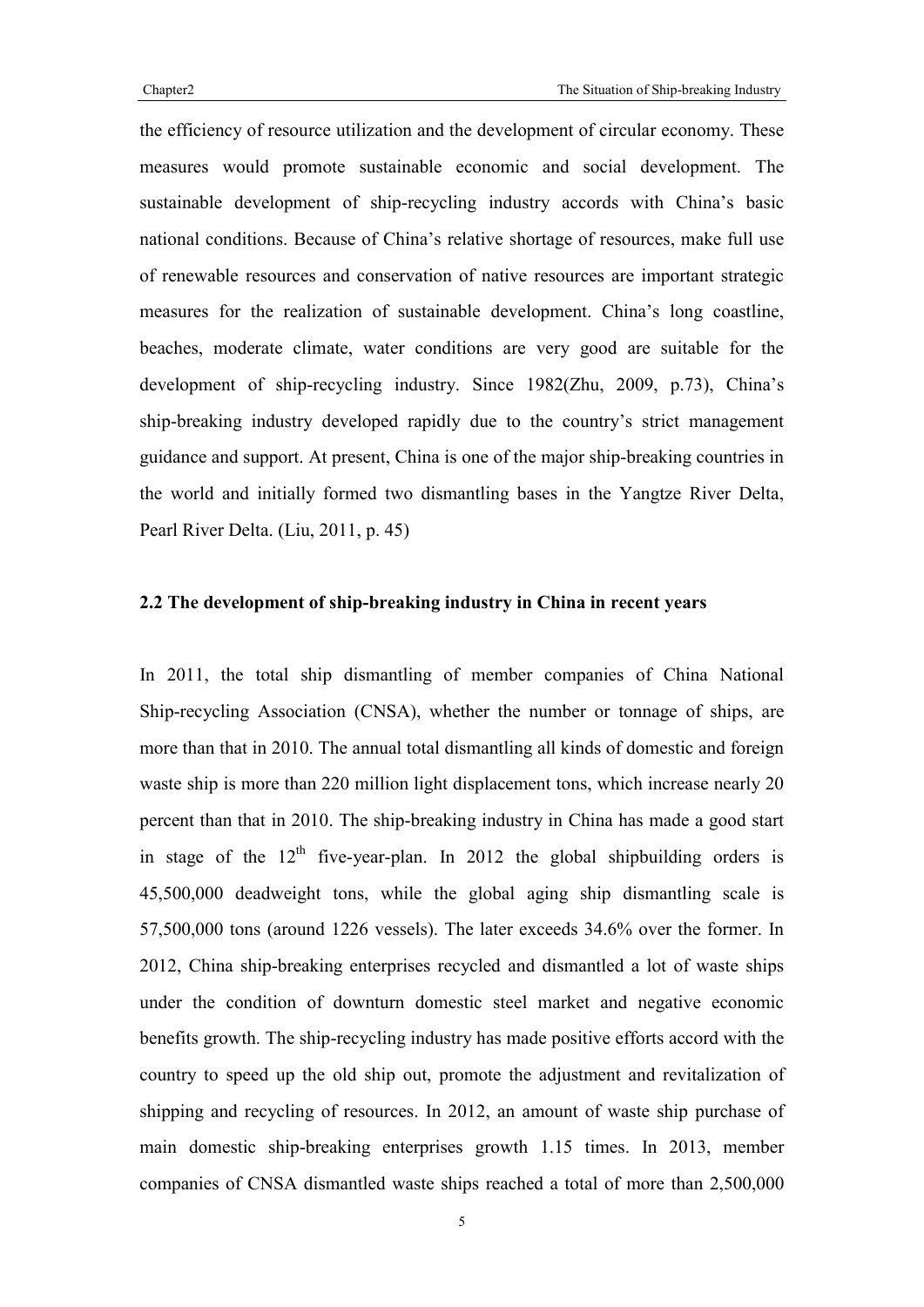the efficiency of resource utilization and the development of circular economy. These measures would promote sustainable economic and social development. The sustainable development of ship-recycling industry accords with China's basic national conditions. Because of China's relative shortage of resources, make full use of renewable resources and conservation of native resources are important strategic measures for the realization of sustainable development. China's long coastline, beaches, moderate climate, water conditions are very good are suitable for the development of ship-recycling industry. Since 1982(Zhu, 2009, p.73), China's ship-breaking industry developed rapidly due to the country's strict management guidance and support. At present, China is one of the major ship-breaking countries in the world and initially formed two dismantling bases in the Yangtze River Delta, Pearl River Delta. (Liu, 2011, p. 45)

## 2.2 The development of ship-breaking industry in China in recent years

In 2011, the total ship dismantling of member companies of China National Ship-recycling Association (CNSA), whether the number or tonnage of ships, are more than that in 2010. The annual total dismantling all kinds of domestic and foreign waste ship is more than 220 million light displacement tons, which increase nearly 20 percent than that in 2010. The ship-breaking industry in China has made a good start in stage of the 12th five-year-plan. In 2012 the global shipbuilding orders is 45,500,000 deadweight tons, while the global aging ship dismantling scale is 57,500,000 tons (around 1226 vessels). The later exceeds 34.6% over the former. In 2012, China ship-breaking enterprises recycled and dismantled a lot of waste ships under the condition of downturn domestic steel market and negative economic benefits growth. The ship-recycling industry has made positive efforts accord with the country to speed up the old ship out, promote the adjustment and revitalization of shipping and recycling of resources. In 2012, an amount of waste ship purchase of main domestic ship-breaking enterprises growth 1.15 times. In 2013, member companies of CNSA dismantled waste ships reached a total of more than 2,500,000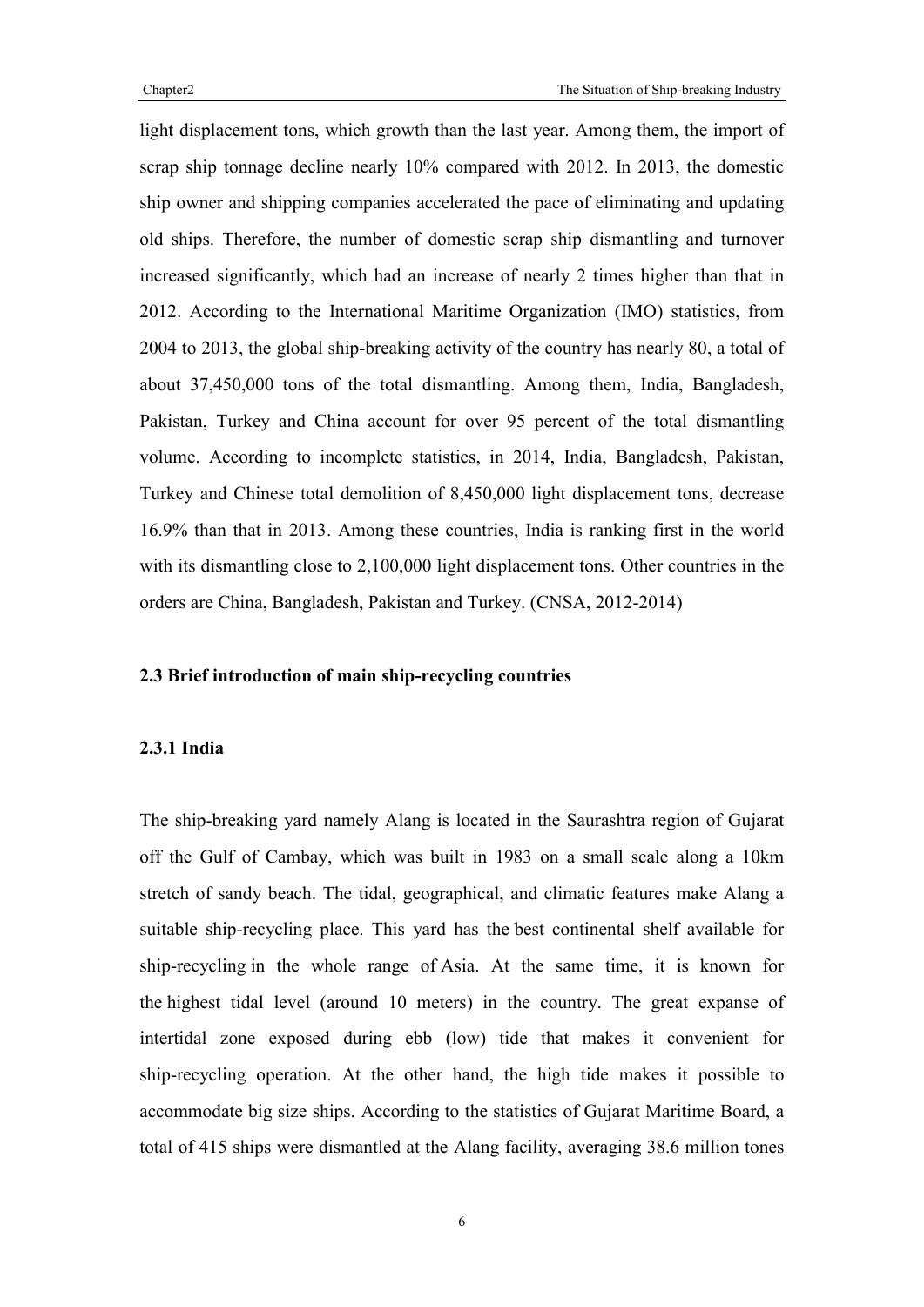light displacement tons, which growth than the last year. Among them, the import of scrap ship tonnage decline nearly 10% compared with 2012. In 2013, the domestic ship owner and shipping companies accelerated the pace of eliminating and updating old ships. Therefore, the number of domestic scrap ship dismantling and turnover increased significantly, which had an increase of nearly 2 times higher than that in 2012. According to the International Maritime Organization (IMO) statistics, from 2004 to 2013, the global ship-breaking activity of the country has nearly 80, a total of about 37,450,000 tons of the total dismantling. Among them, India, Bangladesh, Pakistan, Turkey and China account for over 95 percent of the total dismantling volume. According to incomplete statistics, in 2014, India, Bangladesh, Pakistan, Turkey and Chinese total demolition of 8,450,000 light displacement tons, decrease 16.9% than that in 2013. Among these countries, India is ranking first in the world with its dismantling close to 2,100,000 light displacement tons. Other countries in the orders are China, Bangladesh, Pakistan and Turkey. (CNSA, 2012-2014)

## 2.3 Brief introduction of main ship-recycling countries

### 2.3.1 India

The ship-breaking yard namely Alang is located in the Saurashtra region of Gujarat off the Gulf of Cambay, which was built in 1983 on a small scale along a 10km stretch of sandy beach. The tidal, geographical, and climatic features make Alang a suitable ship-recycling place. This yard has the best continental shelf available for ship-recycling in the whole range of Asia. At the same time, it is known for the highest tidal level (around 10 meters) in the country. The great expanse of intertidal zone exposed during ebb (low) tide that makes it convenient for ship-recycling operation. At the other hand, the high tide makes it possible to accommodate big size ships. According to the statistics of Gujarat Maritime Board, a total of 415 ships were dismantled at the Alang facility, averaging 38.6 million tones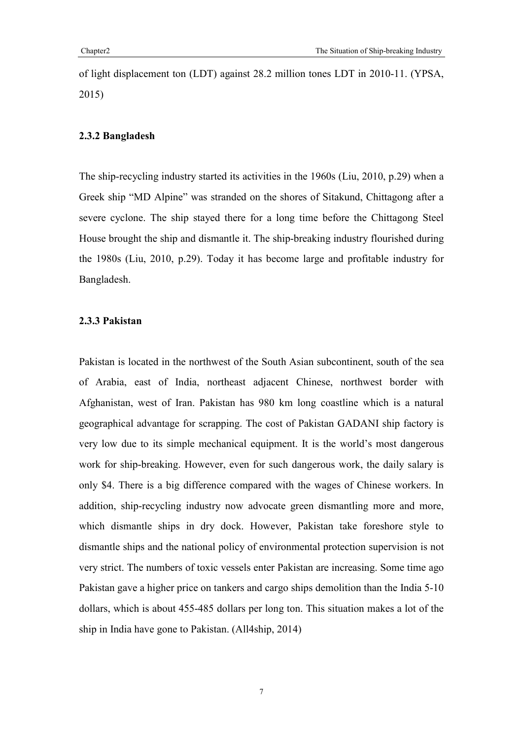of light displacement ton (LDT) against 28.2 million tones LDT in 2010-11. (YPSA, 2015)

### 2.3.2 Bangladesh

The ship-recycling industry started its activities in the 1960s (Liu, 2010, p.29) when a Greek ship "MD Alpine" was stranded on the shores of Sitakund, Chittagong after a severe cyclone. The ship stayed there for a long time before the Chittagong Steel House brought the ship and dismantle it. The ship-breaking industry flourished during the 1980s (Liu, 2010, p.29). Today it has become large and profitable industry for Bangladesh.

### 2.3.3 Pakistan

Pakistan is located in the northwest of the South Asian subcontinent, south of the sea of Arabia, east of India, northeast adjacent Chinese, northwest border with Afghanistan, west of Iran. Pakistan has 980 km long coastline which is a natural geographical advantage for scrapping. The cost of Pakistan GADANI ship factory is very low due to its simple mechanical equipment. It is the world's most dangerous work for ship-breaking. However, even for such dangerous work, the daily salary is only $4. There is a big difference compared with the wages of Chinese workers. In addition, ship-recycling industry now advocate green dismantling more and more, which dismantle ships in dry dock. However, Pakistan take foreshore style to dismantle ships and the national policy of environmental protection supervision is not very strict. The numbers of toxic vessels enter Pakistan are increasing. Some time ago Pakistan gave a higher price on tankers and cargo ships demolition than the India 5-10 dollars, which is about 455-485 dollars per long ton. This situation makes a lot of the ship in India have gone to Pakistan. (All4ship, 2014)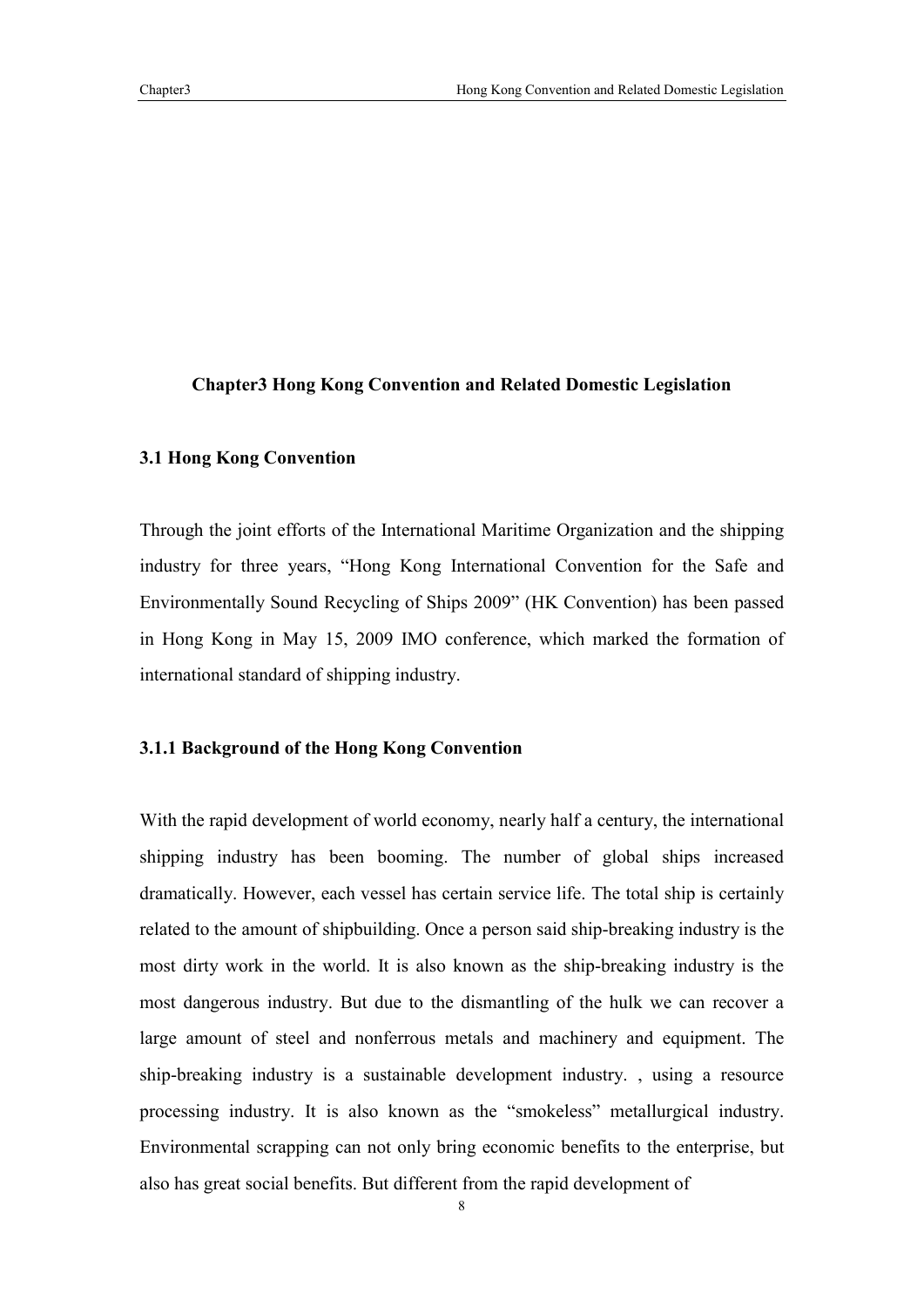# Chapter3 Hong Kong Convention and Related Domestic Legislation

## 3.1 Hong Kong Convention

Through the joint efforts of the International Maritime Organization and the shipping industry for three years, "Hong Kong International Convention for the Safe and Environmentally Sound Recycling of Ships 2009" (HK Convention) has been passed in Hong Kong in May 15, 2009 IMO conference, which marked the formation of international standard of shipping industry.

### 3.1.1 Background of the Hong Kong Convention

With the rapid development of world economy, nearly half a century, the international shipping industry has been booming. The number of global ships increased dramatically. However, each vessel has certain service life. The total ship is certainly related to the amount of shipbuilding. Once a person said ship-breaking industry is the most dirty work in the world. It is also known as the ship-breaking industry is the most dangerous industry. But due to the dismantling of the hulk we can recover a large amount of steel and nonferrous metals and machinery and equipment. The ship-breaking industry is a sustainable development industry. , using a resource processing industry. It is also known as the "smokeless" metallurgical industry. Environmental scrapping can not only bring economic benefits to the enterprise, but also has great social benefits. But different from the rapid development of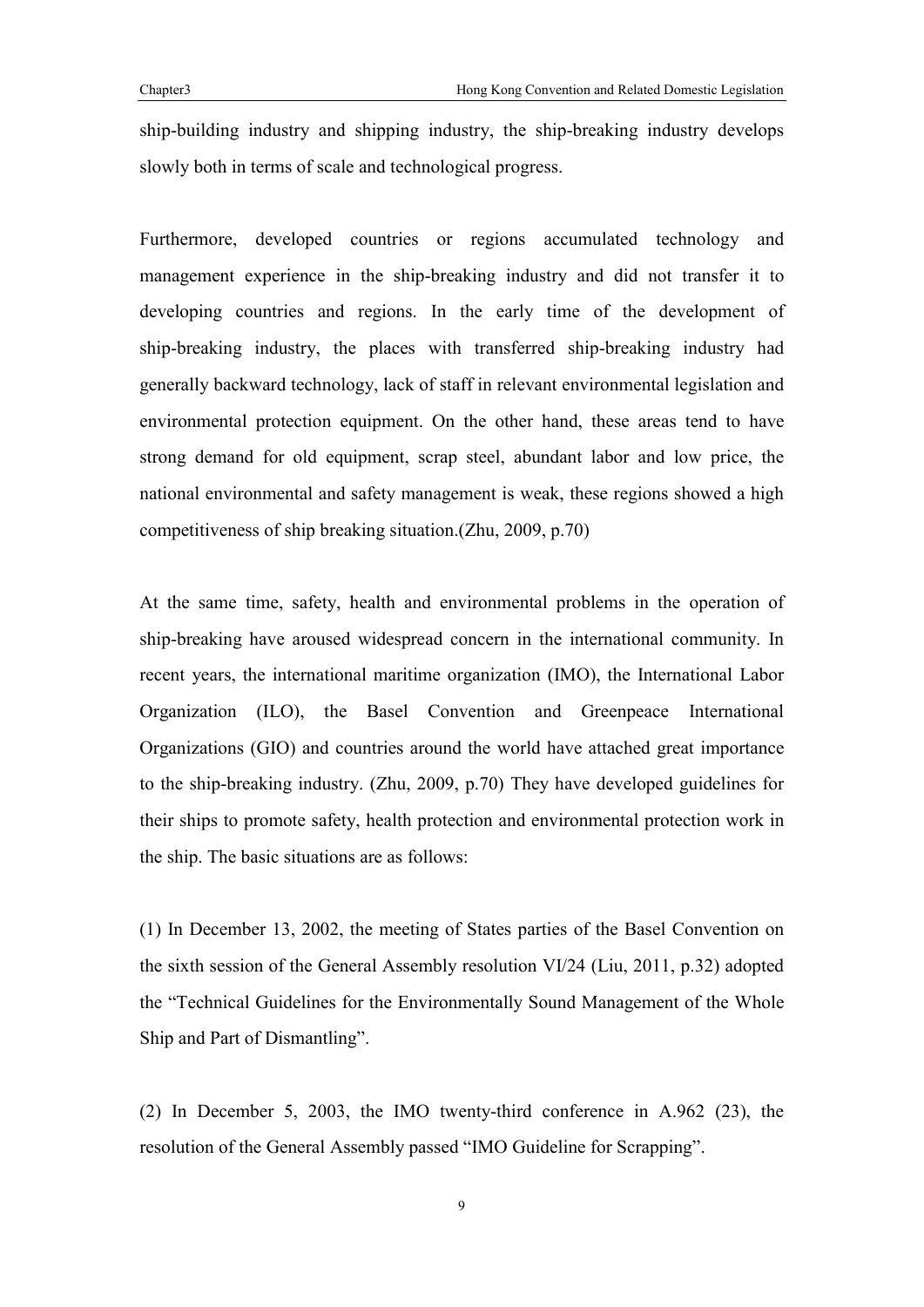ship-building industry and shipping industry, the ship-breaking industry develops slowly both in terms of scale and technological progress.

Furthermore, developed countries or regions accumulated technology and management experience in the ship-breaking industry and did not transfer it to developing countries and regions. In the early time of the development of ship-breaking industry, the places with transferred ship-breaking industry had generally backward technology, lack of staff in relevant environmental legislation and environmental protection equipment. On the other hand, these areas tend to have strong demand for old equipment, scrap steel, abundant labor and low price, the national environmental and safety management is weak, these regions showed a high competitiveness of ship breaking situation.(Zhu, 2009, p.70)

At the same time, safety, health and environmental problems in the operation of ship-breaking have aroused widespread concern in the international community. In recent years, the international maritime organization (IMO), the International Labor Organization (ILO), the Basel Convention and Greenpeace International Organizations (GIO) and countries around the world have attached great importance to the ship-breaking industry. (Zhu, 2009, p.70) They have developed guidelines for their ships to promote safety, health protection and environmental protection work in the ship. The basic situations are as follows:

(1) In December 13, 2002, the meeting of States parties of the Basel Convention on the sixth session of the General Assembly resolution VI/24 (Liu, 2011, p.32) adopted the "Technical Guidelines for the Environmentally Sound Management of the Whole Ship and Part of Dismantling".

(2) In December 5, 2003, the IMO twenty-third conference in A.962 (23), the resolution of the General Assembly passed "IMO Guideline for Scrapping".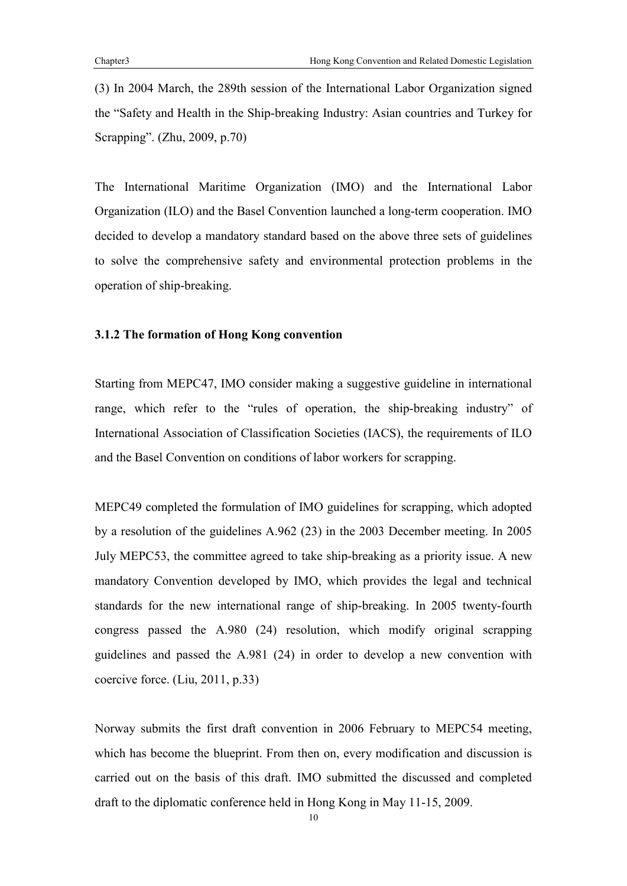(3) In 2004 March, the 289th session of the International Labor Organization signed the "Safety and Health in the Ship-breaking Industry: Asian countries and Turkey for Scrapping". (Zhu, 2009, p.70)

The International Maritime Organization (IMO) and the International Labor Organization (ILO) and the Basel Convention launched a long-term cooperation. IMO decided to develop a mandatory standard based on the above three sets of guidelines to solve the comprehensive safety and environmental protection problems in the operation of ship-breaking.

### 3.1.2 The formation of Hong Kong convention

Starting from MEPC47, IMO consider making a suggestive guideline in international range, which refer to the "rules of operation, the ship-breaking industry" of International Association of Classification Societies (IACS), the requirements of ILO and the Basel Convention on conditions of labor workers for scrapping.

MEPC49 completed the formulation of IMO guidelines for scrapping, which adopted by a resolution of the guidelines A.962 (23) in the 2003 December meeting. In 2005 July MEPC53, the committee agreed to take ship-breaking as a priority issue. A new mandatory Convention developed by IMO, which provides the legal and technical standards for the new international range of ship-breaking. In 2005 twenty-fourth congress passed the A.980 (24) resolution, which modify original scrapping guidelines and passed the A.981 (24) in order to develop a new convention with coercive force. (Liu, 2011, p.33)

Norway submits the first draft convention in 2006 February to MEPC54 meeting, which has become the blueprint. From then on, every modification and discussion is carried out on the basis of this draft. IMO submitted the discussed and completed draft to the diplomatic conference held in Hong Kong in May 11-15, 2009.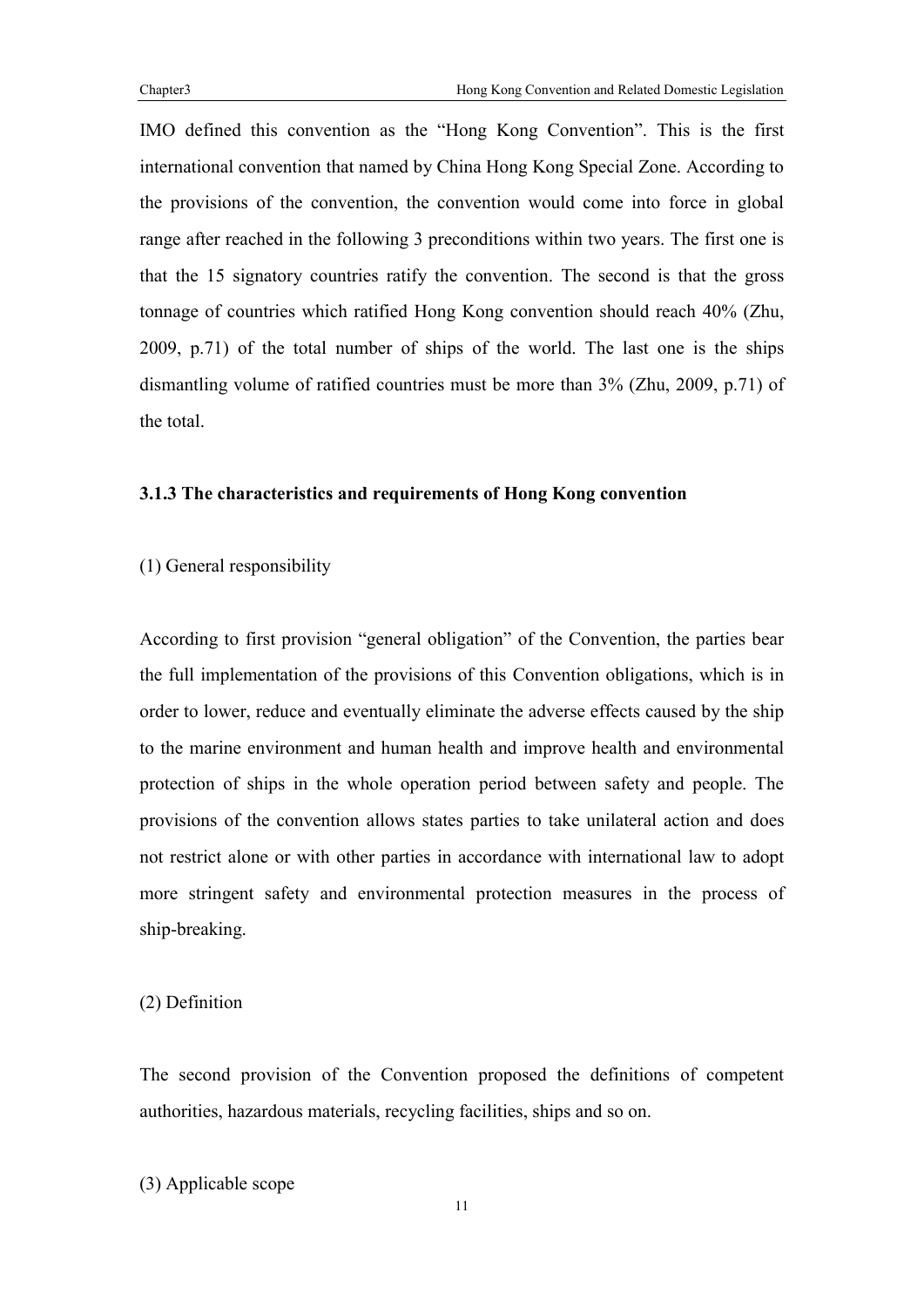IMO defined this convention as the "Hong Kong Convention". This is the first international convention that named by China Hong Kong Special Zone. According to the provisions of the convention, the convention would come into force in global range after reached in the following 3 preconditions within two years. The first one is that the 15 signatory countries ratify the convention. The second is that the gross tonnage of countries which ratified Hong Kong convention should reach 40% (Zhu, 2009, p.71) of the total number of ships of the world. The last one is the ships dismantling volume of ratified countries must be more than 3% (Zhu, 2009, p.71) of the total.

### 3.1.3 The characteristics and requirements of Hong Kong convention

(1) General responsibility

According to first provision "general obligation" of the Convention, the parties bear the full implementation of the provisions of this Convention obligations, which is in order to lower, reduce and eventually eliminate the adverse effects caused by the ship to the marine environment and human health and improve health and environmental protection of ships in the whole operation period between safety and people. The provisions of the convention allows states parties to take unilateral action and does not restrict alone or with other parties in accordance with international law to adopt more stringent safety and environmental protection measures in the process of ship-breaking.

(2) Definition

The second provision of the Convention proposed the definitions of competent authorities, hazardous materials, recycling facilities, ships and so on.

(3) Applicable scope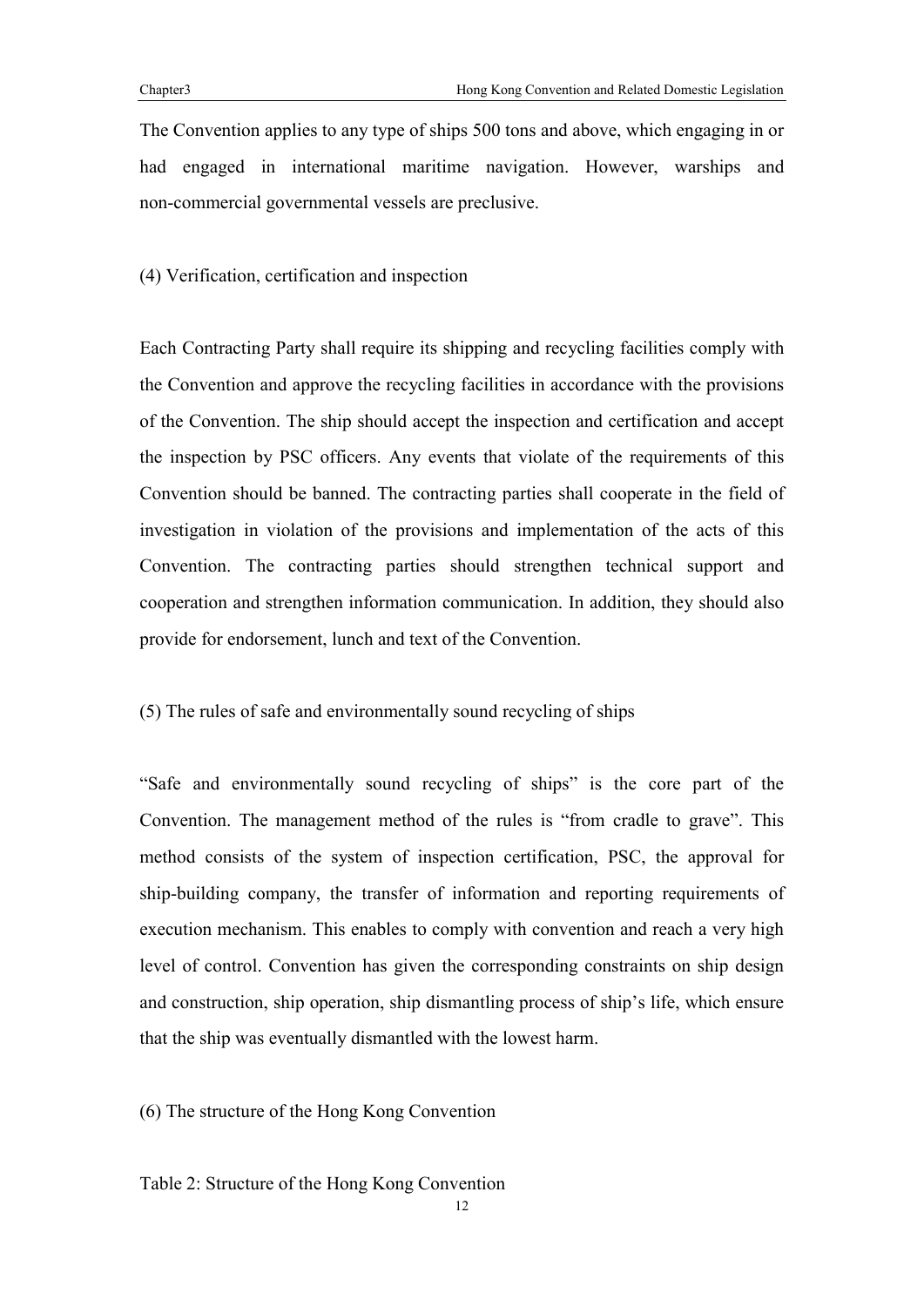The Convention applies to any type of ships 500 tons and above, which engaging in or had engaged in international maritime navigation. However, warships and non-commercial governmental vessels are preclusive.

(4) Verification, certification and inspection

Each Contracting Party shall require its shipping and recycling facilities comply with the Convention and approve the recycling facilities in accordance with the provisions of the Convention. The ship should accept the inspection and certification and accept the inspection by PSC officers. Any events that violate of the requirements of this Convention should be banned. The contracting parties shall cooperate in the field of investigation in violation of the provisions and implementation of the acts of this Convention. The contracting parties should strengthen technical support and cooperation and strengthen information communication. In addition, they should also provide for endorsement, lunch and text of the Convention.

(5) The rules of safe and environmentally sound recycling of ships

"Safe and environmentally sound recycling of ships" is the core part of the Convention. The management method of the rules is "from cradle to grave". This method consists of the system of inspection certification, PSC, the approval for ship-building company, the transfer of information and reporting requirements of execution mechanism. This enables to comply with convention and reach a very high level of control. Convention has given the corresponding constraints on ship design and construction, ship operation, ship dismantling process of ship's life, which ensure that the ship was eventually dismantled with the lowest harm.

(6) The structure of the Hong Kong Convention

Table 2: Structure of the Hong Kong Convention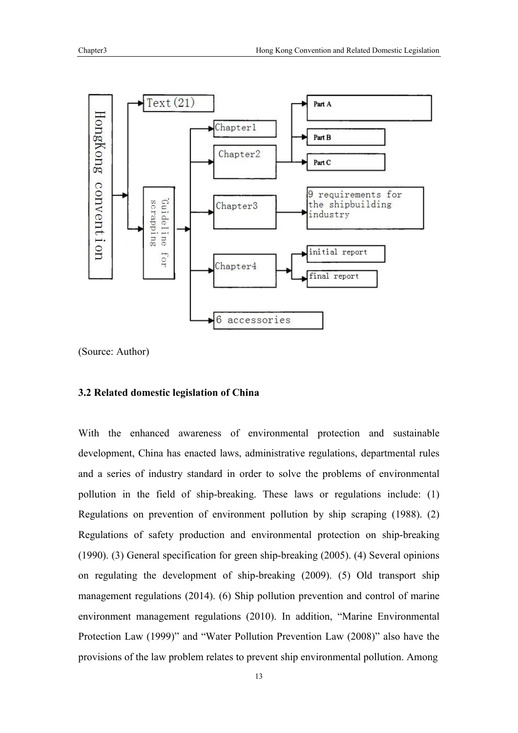(Source: Author)

### 3.2 Related domestic legislation of China

With the enhanced awareness of environmental protection and sustainable development, China has enacted laws, administrative regulations, departmental rules and a series of industry standard in order to solve the problems of environmental pollution in the field of ship-breaking. These laws or regulations include: (1) Regulations on prevention of environment pollution by ship scraping (1988). (2) Regulations of safety production and environmental protection on ship-breaking (1990). (3) General specification for green ship-breaking (2005). (4) Several opinions on regulating the development of ship-breaking (2009). (5) Old transport ship management regulations (2014). (6) Ship pollution prevention and control of marine environment management regulations (2010). In addition, "Marine Environmental Protection Law (1999)" and "Water Pollution Prevention Law (2008)" also have the provisions of the law problem relates to prevent ship environmental pollution. Among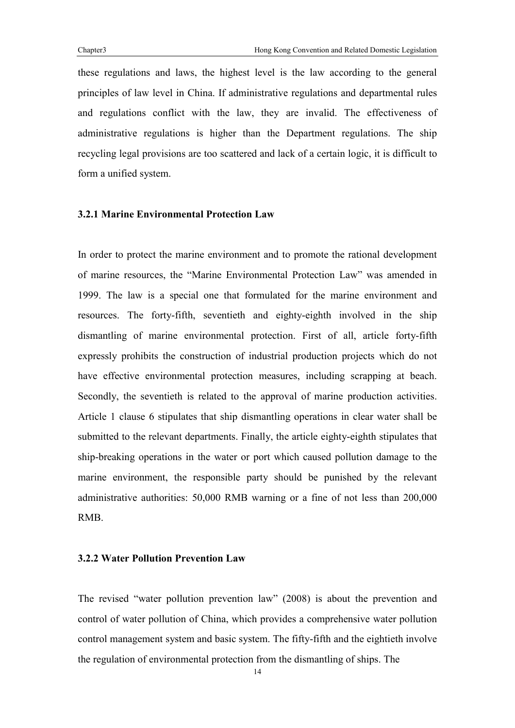these regulations and laws, the highest level is the law according to the general principles of law level in China. If administrative regulations and departmental rules and regulations conflict with the law, they are invalid. The effectiveness of administrative regulations is higher than the Department regulations. The ship recycling legal provisions are too scattered and lack of a certain logic, it is difficult to form a unified system.

### 3.2.1 Marine Environmental Protection Law

In order to protect the marine environment and to promote the rational development of marine resources, the "Marine Environmental Protection Law" was amended in 1999. The law is a special one that formulated for the marine environment and resources. The forty-fifth, seventieth and eighty-eighth involved in the ship dismantling of marine environmental protection. First of all, article forty-fifth expressly prohibits the construction of industrial production projects which do not have effective environmental protection measures, including scrapping at beach. Secondly, the seventieth is related to the approval of marine production activities. Article 1 clause 6 stipulates that ship dismantling operations in clear water shall be submitted to the relevant departments. Finally, the article eighty-eighth stipulates that ship-breaking operations in the water or port which caused pollution damage to the marine environment, the responsible party should be punished by the relevant administrative authorities: 50,000 RMB warning or a fine of not less than 200,000 RMB.

### 3.2.2 Water Pollution Prevention Law

The revised "water pollution prevention law" (2008) is about the prevention and control of water pollution of China, which provides a comprehensive water pollution control management system and basic system. The fifty-fifth and the eightieth involve the regulation of environmental protection from the dismantling of ships. The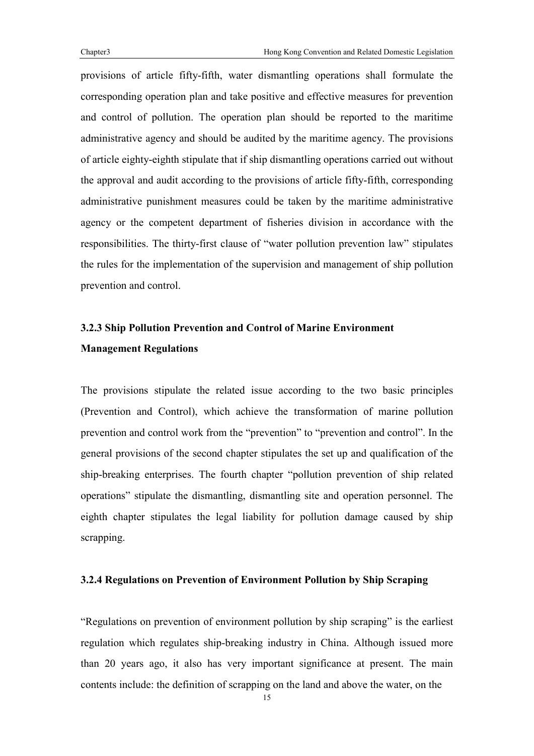provisions of article fifty-fifth, water dismantling operations shall formulate the corresponding operation plan and take positive and effective measures for prevention and control of pollution. The operation plan should be reported to the maritime administrative agency and should be audited by the maritime agency. The provisions of article eighty-eighth stipulate that if ship dismantling operations carried out without the approval and audit according to the provisions of article fifty-fifth, corresponding administrative punishment measures could be taken by the maritime administrative agency or the competent department of fisheries division in accordance with the responsibilities. The thirty-first clause of "water pollution prevention law" stipulates the rules for the implementation of the supervision and management of ship pollution prevention and control.

### 3.2.3 Ship Pollution Prevention and Control of Marine Environment Management Regulations

The provisions stipulate the related issue according to the two basic principles (Prevention and Control), which achieve the transformation of marine pollution prevention and control work from the "prevention" to "prevention and control". In the general provisions of the second chapter stipulates the set up and qualification of the ship-breaking enterprises. The fourth chapter "pollution prevention of ship related operations" stipulate the dismantling, dismantling site and operation personnel. The eighth chapter stipulates the legal liability for pollution damage caused by ship scrapping.

### 3.2.4 Regulations on Prevention of Environment Pollution by Ship Scraping

"Regulations on prevention of environment pollution by ship scraping" is the earliest regulation which regulates ship-breaking industry in China. Although issued more than 20 years ago, it also has very important significance at present. The main contents include: the definition of scrapping on the land and above the water, on the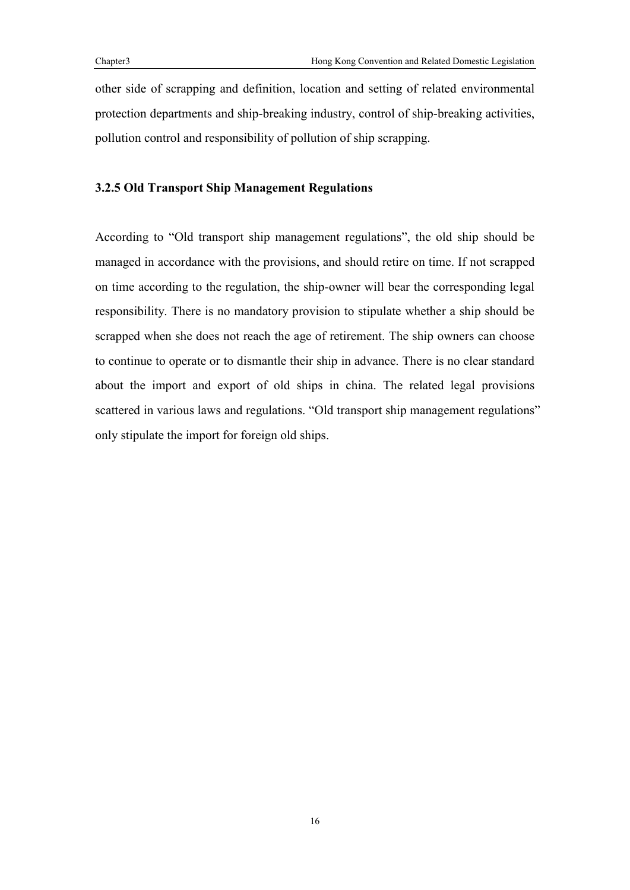other side of scrapping and definition, location and setting of related environmental protection departments and ship-breaking industry, control of ship-breaking activities, pollution control and responsibility of pollution of ship scrapping.

### 3.2.5 Old Transport Ship Management Regulations

According to "Old transport ship management regulations", the old ship should be managed in accordance with the provisions, and should retire on time. If not scrapped on time according to the regulation, the ship-owner will bear the corresponding legal responsibility. There is no mandatory provision to stipulate whether a ship should be scrapped when she does not reach the age of retirement. The ship owners can choose to continue to operate or to dismantle their ship in advance. There is no clear standard about the import and export of old ships in china. The related legal provisions scattered in various laws and regulations. "Old transport ship management regulations" only stipulate the import for foreign old ships.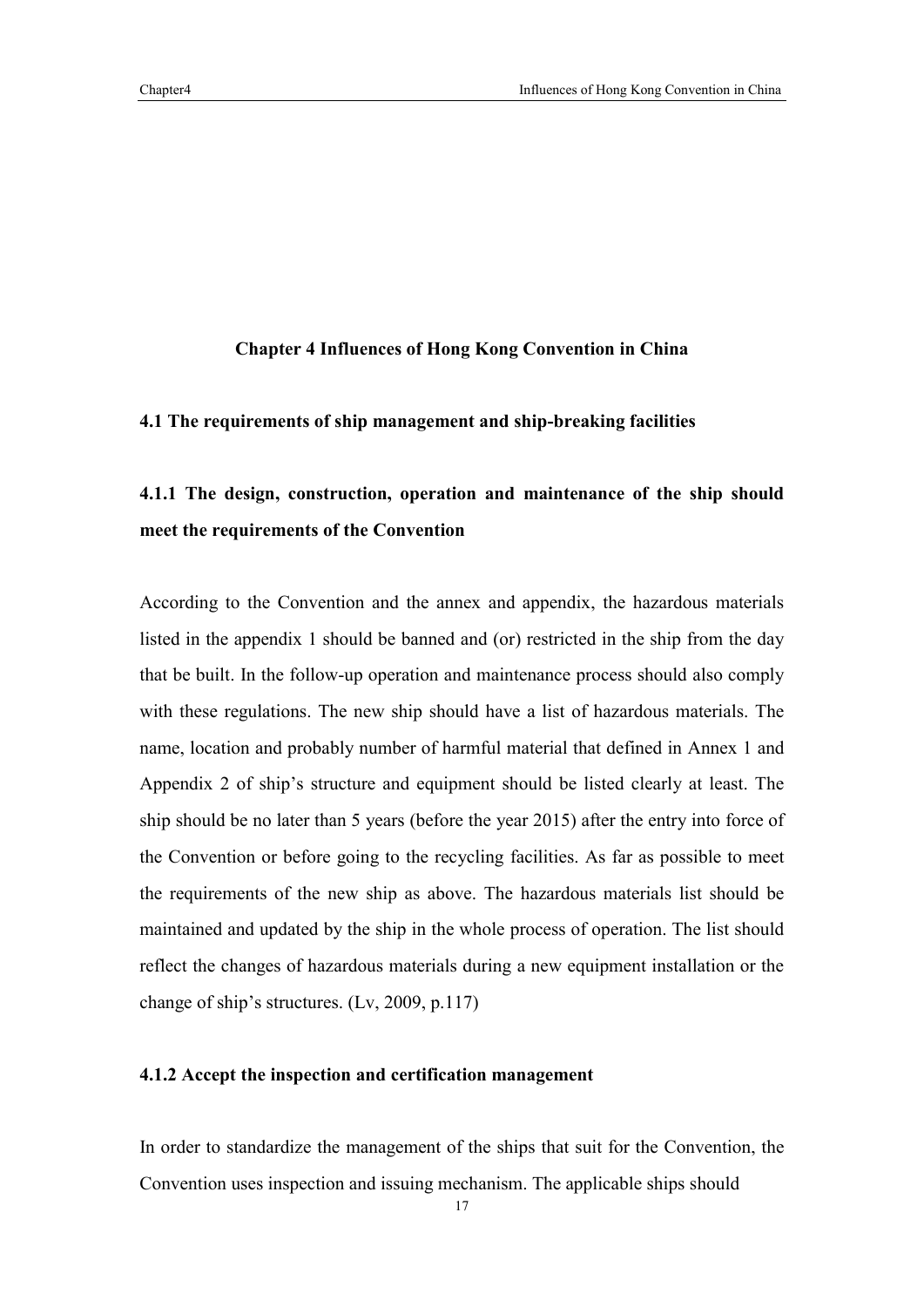# Chapter 4 Influences of Hong Kong Convention in China

## 4.1 The requirements of ship management and ship-breaking facilities

### 4.1.1 The design, construction, operation and maintenance of the ship should meet the requirements of the Convention

According to the Convention and the annex and appendix, the hazardous materials listed in the appendix 1 should be banned and (or) restricted in the ship from the day that be built. In the follow-up operation and maintenance process should also comply with these regulations. The new ship should have a list of hazardous materials. The name, location and probably number of harmful material that defined in Annex 1 and Appendix 2 of ship's structure and equipment should be listed clearly at least. The ship should be no later than 5 years (before the year 2015) after the entry into force of the Convention or before going to the recycling facilities. As far as possible to meet the requirements of the new ship as above. The hazardous materials list should be maintained and updated by the ship in the whole process of operation. The list should reflect the changes of hazardous materials during a new equipment installation or the change of ship's structures. (Lv, 2009, p.117)

### 4.1.2 Accept the inspection and certification management

In order to standardize the management of the ships that suit for the Convention, the Convention uses inspection and issuing mechanism. The applicable ships should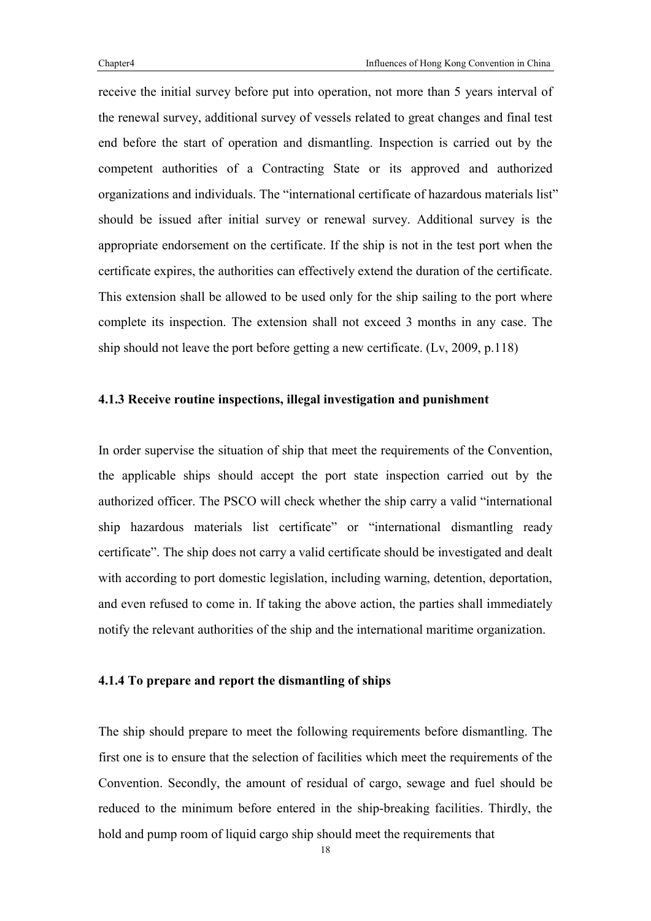receive the initial survey before put into operation, not more than 5 years interval of the renewal survey, additional survey of vessels related to great changes and final test end before the start of operation and dismantling. Inspection is carried out by the competent authorities of a Contracting State or its approved and authorized organizations and individuals. The "international certificate of hazardous materials list" should be issued after initial survey or renewal survey. Additional survey is the appropriate endorsement on the certificate. If the ship is not in the test port when the certificate expires, the authorities can effectively extend the duration of the certificate. This extension shall be allowed to be used only for the ship sailing to the port where complete its inspection. The extension shall not exceed 3 months in any case. The ship should not leave the port before getting a new certificate. (Lv, 2009, p.118)

### 4.1.3 Receive routine inspections, illegal investigation and punishment

In order supervise the situation of ship that meet the requirements of the Convention, the applicable ships should accept the port state inspection carried out by the authorized officer. The PSCO will check whether the ship carry a valid "international ship hazardous materials list certificate" or "international dismantling ready certificate". The ship does not carry a valid certificate should be investigated and dealt with according to port domestic legislation, including warning, detention, deportation, and even refused to come in. If taking the above action, the parties shall immediately notify the relevant authorities of the ship and the international maritime organization.

### 4.1.4 To prepare and report the dismantling of ships

The ship should prepare to meet the following requirements before dismantling. The first one is to ensure that the selection of facilities which meet the requirements of the Convention. Secondly, the amount of residual of cargo, sewage and fuel should be reduced to the minimum before entered in the ship-breaking facilities. Thirdly, the hold and pump room of liquid cargo ship should meet the requirements that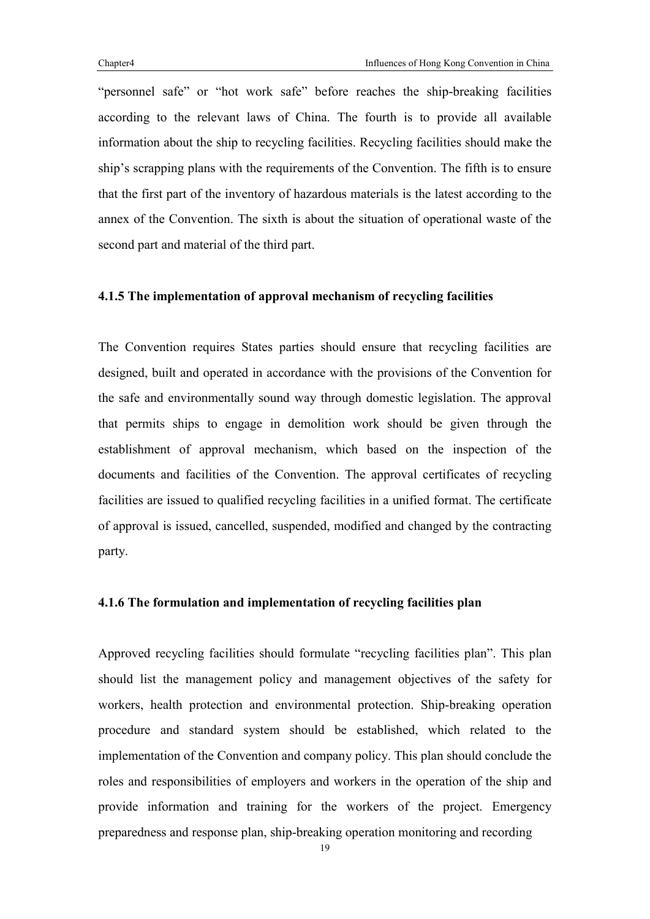"personnel safe" or "hot work safe" before reaches the ship-breaking facilities according to the relevant laws of China. The fourth is to provide all available information about the ship to recycling facilities. Recycling facilities should make the ship's scrapping plans with the requirements of the Convention. The fifth is to ensure that the first part of the inventory of hazardous materials is the latest according to the annex of the Convention. The sixth is about the situation of operational waste of the second part and material of the third part.

### 4.1.5 The implementation of approval mechanism of recycling facilities

The Convention requires States parties should ensure that recycling facilities are designed, built and operated in accordance with the provisions of the Convention for the safe and environmentally sound way through domestic legislation. The approval that permits ships to engage in demolition work should be given through the establishment of approval mechanism, which based on the inspection of the documents and facilities of the Convention. The approval certificates of recycling facilities are issued to qualified recycling facilities in a unified format. The certificate of approval is issued, cancelled, suspended, modified and changed by the contracting party.

### 4.1.6 The formulation and implementation of recycling facilities plan

Approved recycling facilities should formulate "recycling facilities plan". This plan should list the management policy and management objectives of the safety for workers, health protection and environmental protection. Ship-breaking operation procedure and standard system should be established, which related to the implementation of the Convention and company policy. This plan should conclude the roles and responsibilities of employers and workers in the operation of the ship and provide information and training for the workers of the project. Emergency preparedness and response plan, ship-breaking operation monitoring and recording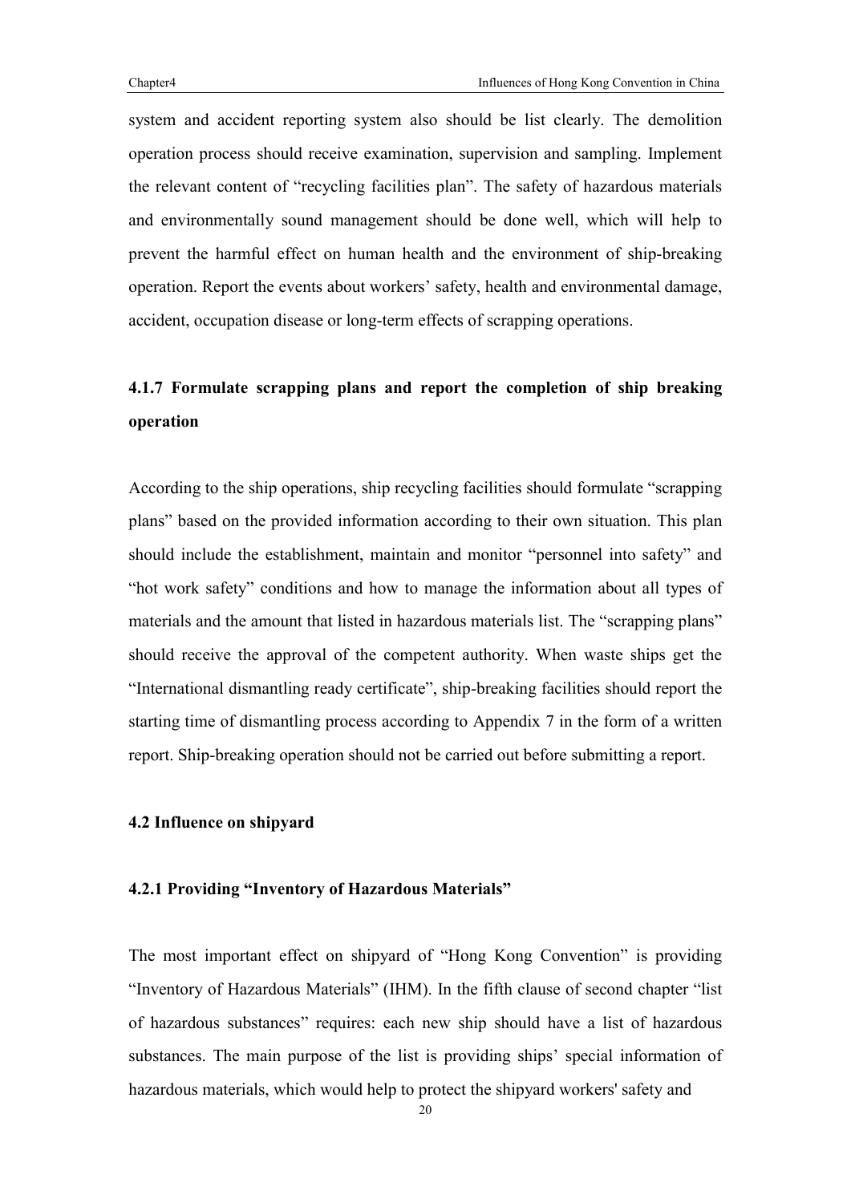system and accident reporting system also should be list clearly. The demolition operation process should receive examination, supervision and sampling. Implement the relevant content of "recycling facilities plan". The safety of hazardous materials and environmentally sound management should be done well, which will help to prevent the harmful effect on human health and the environment of ship-breaking operation. Report the events about workers' safety, health and environmental damage, accident, occupation disease or long-term effects of scrapping operations.

### 4.1.7 Formulate scrapping plans and report the completion of ship breaking operation

According to the ship operations, ship recycling facilities should formulate "scrapping plans" based on the provided information according to their own situation. This plan should include the establishment, maintain and monitor "personnel into safety" and "hot work safety" conditions and how to manage the information about all types of materials and the amount that listed in hazardous materials list. The "scrapping plans" should receive the approval of the competent authority. When waste ships get the "International dismantling ready certificate", ship-breaking facilities should report the starting time of dismantling process according to Appendix 7 in the form of a written report. Ship-breaking operation should not be carried out before submitting a report.

## 4.2 Influence on shipyard

### 4.2.1 Providing "Inventory of Hazardous Materials"

The most important effect on shipyard of "Hong Kong Convention" is providing "Inventory of Hazardous Materials" (IHM). In the fifth clause of second chapter "list of hazardous substances" requires: each new ship should have a list of hazardous substances. The main purpose of the list is providing ships' special information of hazardous materials, which would help to protect the shipyard workers' safety and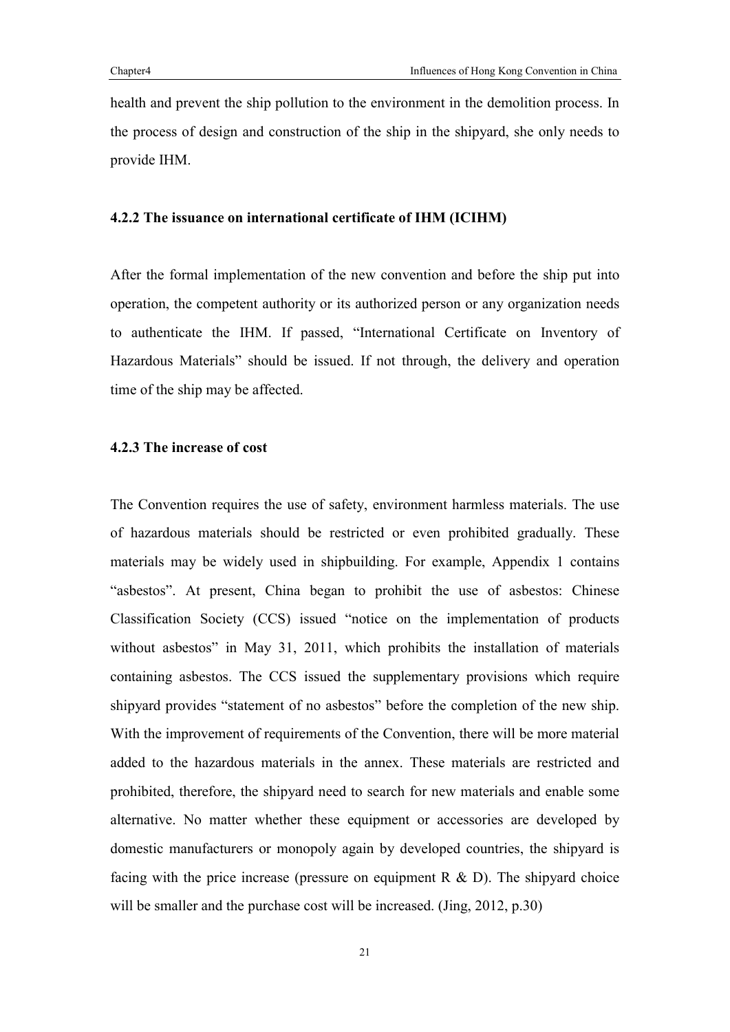health and prevent the ship pollution to the environment in the demolition process. In the process of design and construction of the ship in the shipyard, she only needs to provide IHM.

### 4.2.2 The issuance on international certificate of IHM (ICIHM)

After the formal implementation of the new convention and before the ship put into operation, the competent authority or its authorized person or any organization needs to authenticate the IHM. If passed, "International Certificate on Inventory of Hazardous Materials" should be issued. If not through, the delivery and operation time of the ship may be affected.

### 4.2.3 The increase of cost

The Convention requires the use of safety, environment harmless materials. The use of hazardous materials should be restricted or even prohibited gradually. These materials may be widely used in shipbuilding. For example, Appendix 1 contains "asbestos". At present, China began to prohibit the use of asbestos: Chinese Classification Society (CCS) issued "notice on the implementation of products without asbestos" in May 31, 2011, which prohibits the installation of materials containing asbestos. The CCS issued the supplementary provisions which require shipyard provides "statement of no asbestos" before the completion of the new ship. With the improvement of requirements of the Convention, there will be more material added to the hazardous materials in the annex. These materials are restricted and prohibited, therefore, the shipyard need to search for new materials and enable some alternative. No matter whether these equipment or accessories are developed by domestic manufacturers or monopoly again by developed countries, the shipyard is facing with the price increase (pressure on equipment R & D). The shipyard choice will be smaller and the purchase cost will be increased. (Jing, 2012, p.30)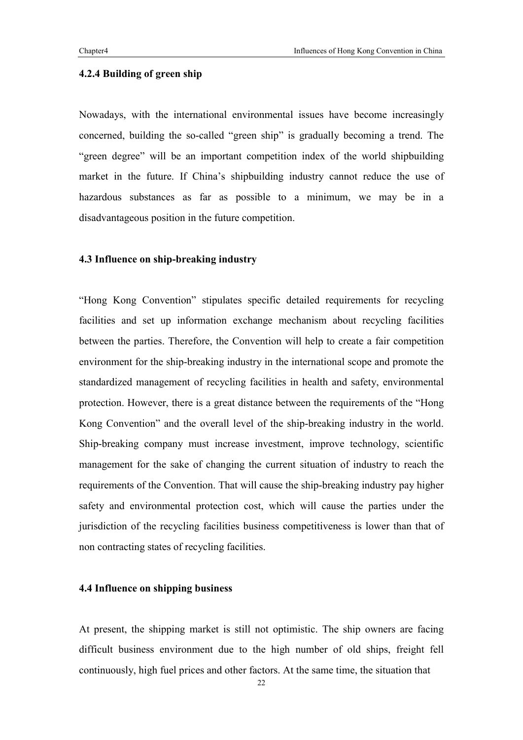### 4.2.4 Building of green ship

Nowadays, with the international environmental issues have become increasingly concerned, building the so-called "green ship" is gradually becoming a trend. The "green degree" will be an important competition index of the world shipbuilding market in the future. If China's shipbuilding industry cannot reduce the use of hazardous substances as far as possible to a minimum, we may be in a disadvantageous position in the future competition.

## 4.3 Influence on ship-breaking industry

"Hong Kong Convention" stipulates specific detailed requirements for recycling facilities and set up information exchange mechanism about recycling facilities between the parties. Therefore, the Convention will help to create a fair competition environment for the ship-breaking industry in the international scope and promote the standardized management of recycling facilities in health and safety, environmental protection. However, there is a great distance between the requirements of the "Hong Kong Convention" and the overall level of the ship-breaking industry in the world. Ship-breaking company must increase investment, improve technology, scientific management for the sake of changing the current situation of industry to reach the requirements of the Convention. That will cause the ship-breaking industry pay higher safety and environmental protection cost, which will cause the parties under the jurisdiction of the recycling facilities business competitiveness is lower than that of non contracting states of recycling facilities.

## 4.4 Influence on shipping business

At present, the shipping market is still not optimistic. The ship owners are facing difficult business environment due to the high number of old ships, freight fell continuously, high fuel prices and other factors. At the same time, the situation that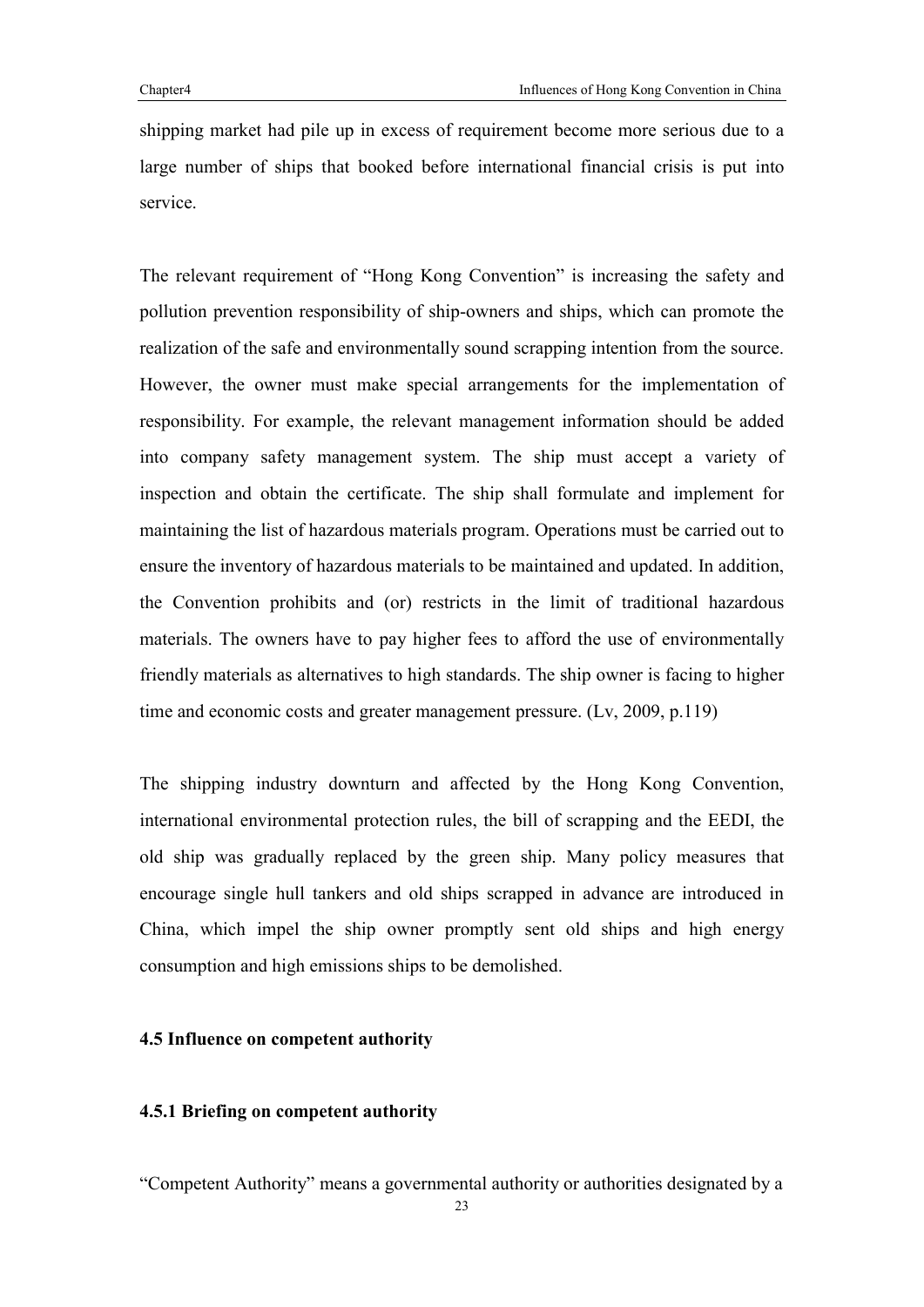shipping market had pile up in excess of requirement become more serious due to a large number of ships that booked before international financial crisis is put into service.

The relevant requirement of "Hong Kong Convention" is increasing the safety and pollution prevention responsibility of ship-owners and ships, which can promote the realization of the safe and environmentally sound scrapping intention from the source. However, the owner must make special arrangements for the implementation of responsibility. For example, the relevant management information should be added into company safety management system. The ship must accept a variety of inspection and obtain the certificate. The ship shall formulate and implement for maintaining the list of hazardous materials program. Operations must be carried out to ensure the inventory of hazardous materials to be maintained and updated. In addition, the Convention prohibits and (or) restricts in the limit of traditional hazardous materials. The owners have to pay higher fees to afford the use of environmentally friendly materials as alternatives to high standards. The ship owner is facing to higher time and economic costs and greater management pressure. (Lv, 2009, p.119)

The shipping industry downturn and affected by the Hong Kong Convention, international environmental protection rules, the bill of scrapping and the EEDI, the old ship was gradually replaced by the green ship. Many policy measures that encourage single hull tankers and old ships scrapped in advance are introduced in China, which impel the ship owner promptly sent old ships and high energy consumption and high emissions ships to be demolished.

### 4.5 Influence on competent authority

#### 4.5.1 Briefing on competent authority

"Competent Authority" means a governmental authority or authorities designated by a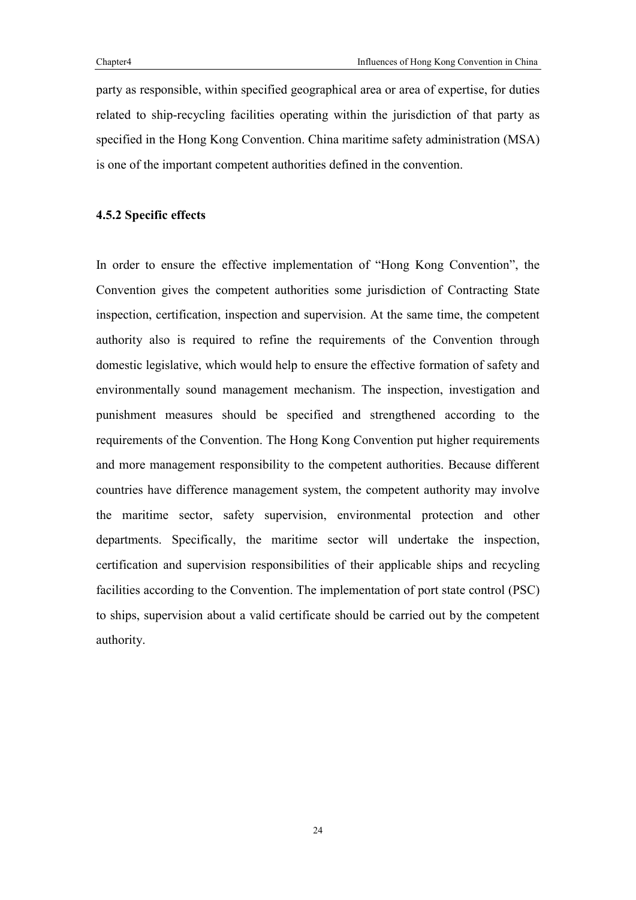party as responsible, within specified geographical area or area of expertise, for duties related to ship-recycling facilities operating within the jurisdiction of that party as specified in the Hong Kong Convention. China maritime safety administration (MSA) is one of the important competent authorities defined in the convention.

### 4.5.2 Specific effects

In order to ensure the effective implementation of "Hong Kong Convention", the Convention gives the competent authorities some jurisdiction of Contracting State inspection, certification, inspection and supervision. At the same time, the competent authority also is required to refine the requirements of the Convention through domestic legislative, which would help to ensure the effective formation of safety and environmentally sound management mechanism. The inspection, investigation and punishment measures should be specified and strengthened according to the requirements of the Convention. The Hong Kong Convention put higher requirements and more management responsibility to the competent authorities. Because different countries have difference management system, the competent authority may involve the maritime sector, safety supervision, environmental protection and other departments. Specifically, the maritime sector will undertake the inspection, certification and supervision responsibilities of their applicable ships and recycling facilities according to the Convention. The implementation of port state control (PSC) to ships, supervision about a valid certificate should be carried out by the competent authority.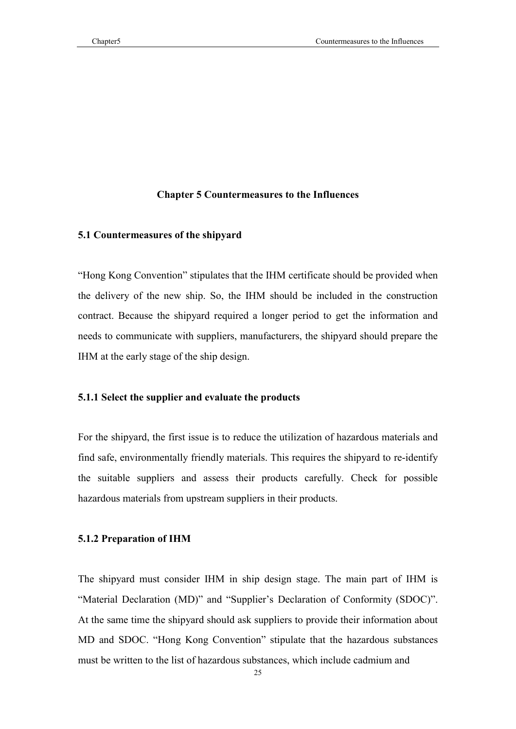# Chapter 5 Countermeasures to the Influences

## 5.1 Countermeasures of the shipyard

“Hong Kong Convention” stipulates that the IHM certificate should be provided when the delivery of the new ship. So, the IHM should be included in the construction contract. Because the shipyard required a longer period to get the information and needs to communicate with suppliers, manufacturers, the shipyard should prepare the IHM at the early stage of the ship design.

### 5.1.1 Select the supplier and evaluate the products

For the shipyard, the first issue is to reduce the utilization of hazardous materials and find safe, environmentally friendly materials. This requires the shipyard to re-identify the suitable suppliers and assess their products carefully. Check for possible hazardous materials from upstream suppliers in their products.

### 5.1.2 Preparation of IHM

The shipyard must consider IHM in ship design stage. The main part of IHM is “Material Declaration (MD)” and “Supplier’s Declaration of Conformity (SDOC)”. At the same time the shipyard should ask suppliers to provide their information about MD and SDOC. “Hong Kong Convention” stipulate that the hazardous substances must be written to the list of hazardous substances, which include cadmium and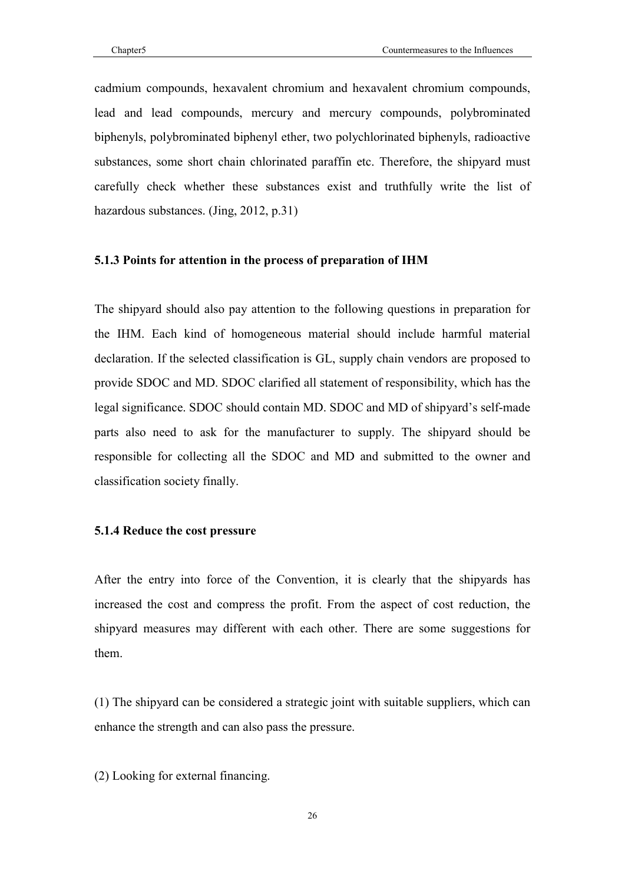cadmium compounds, hexavalent chromium and hexavalent chromium compounds, lead and lead compounds, mercury and mercury compounds, polybrominated biphenyls, polybrominated biphenyl ether, two polychlorinated biphenyls, radioactive substances, some short chain chlorinated paraffin etc. Therefore, the shipyard must carefully check whether these substances exist and truthfully write the list of hazardous substances. (Jing, 2012, p.31)

### 5.1.3 Points for attention in the process of preparation of IHM

The shipyard should also pay attention to the following questions in preparation for the IHM. Each kind of homogeneous material should include harmful material declaration. If the selected classification is GL, supply chain vendors are proposed to provide SDOC and MD. SDOC clarified all statement of responsibility, which has the legal significance. SDOC should contain MD. SDOC and MD of shipyard's self-made parts also need to ask for the manufacturer to supply. The shipyard should be responsible for collecting all the SDOC and MD and submitted to the owner and classification society finally.

### 5.1.4 Reduce the cost pressure

After the entry into force of the Convention, it is clearly that the shipyards has increased the cost and compress the profit. From the aspect of cost reduction, the shipyard measures may different with each other. There are some suggestions for them.

(1) The shipyard can be considered a strategic joint with suitable suppliers, which can enhance the strength and can also pass the pressure.

(2) Looking for external financing.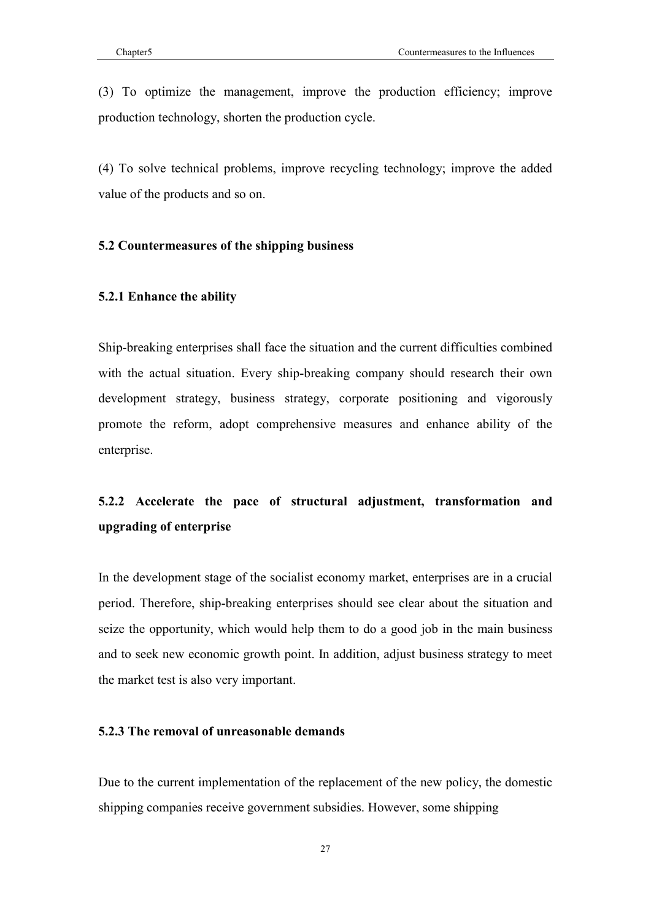(3) To optimize the management, improve the production efficiency; improve production technology, shorten the production cycle.

(4) To solve technical problems, improve recycling technology; improve the added value of the products and so on.

### 5.2 Countermeasures of the shipping business

#### 5.2.1 Enhance the ability

Ship-breaking enterprises shall face the situation and the current difficulties combined with the actual situation. Every ship-breaking company should research their own development strategy, business strategy, corporate positioning and vigorously promote the reform, adopt comprehensive measures and enhance ability of the enterprise.

#### 5.2.2 Accelerate the pace of structural adjustment, transformation and upgrading of enterprise

In the development stage of the socialist economy market, enterprises are in a crucial period. Therefore, ship-breaking enterprises should see clear about the situation and seize the opportunity, which would help them to do a good job in the main business and to seek new economic growth point. In addition, adjust business strategy to meet the market test is also very important.

#### 5.2.3 The removal of unreasonable demands

Due to the current implementation of the replacement of the new policy, the domestic shipping companies receive government subsidies. However, some shipping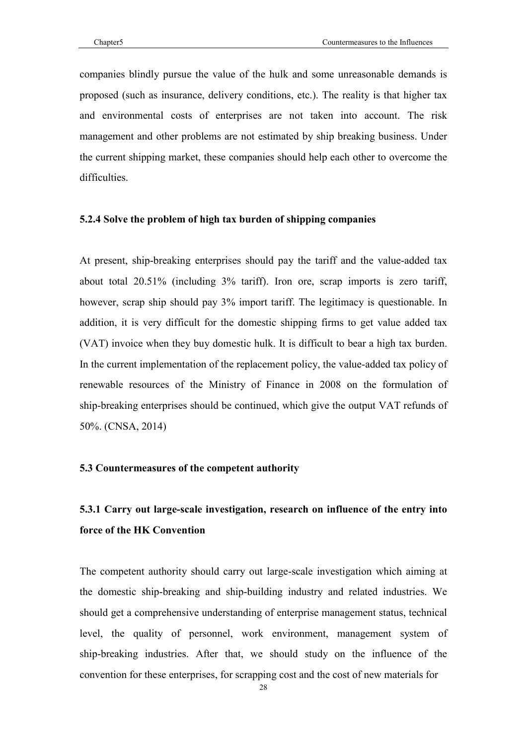companies blindly pursue the value of the hulk and some unreasonable demands is proposed (such as insurance, delivery conditions, etc.). The reality is that higher tax and environmental costs of enterprises are not taken into account. The risk management and other problems are not estimated by ship breaking business. Under the current shipping market, these companies should help each other to overcome the difficulties.

### 5.2.4 Solve the problem of high tax burden of shipping companies

At present, ship-breaking enterprises should pay the tariff and the value-added tax about total 20.51% (including 3% tariff). Iron ore, scrap imports is zero tariff, however, scrap ship should pay 3% import tariff. The legitimacy is questionable. In addition, it is very difficult for the domestic shipping firms to get value added tax (VAT) invoice when they buy domestic hulk. It is difficult to bear a high tax burden. In the current implementation of the replacement policy, the value-added tax policy of renewable resources of the Ministry of Finance in 2008 on the formulation of ship-breaking enterprises should be continued, which give the output VAT refunds of 50%. (CNSA, 2014)

## 5.3 Countermeasures of the competent authority

### 5.3.1 Carry out large-scale investigation, research on influence of the entry into force of the HK Convention

The competent authority should carry out large-scale investigation which aiming at the domestic ship-breaking and ship-building industry and related industries. We should get a comprehensive understanding of enterprise management status, technical level, the quality of personnel, work environment, management system of ship-breaking industries. After that, we should study on the influence of the convention for these enterprises, for scrapping cost and the cost of new materials for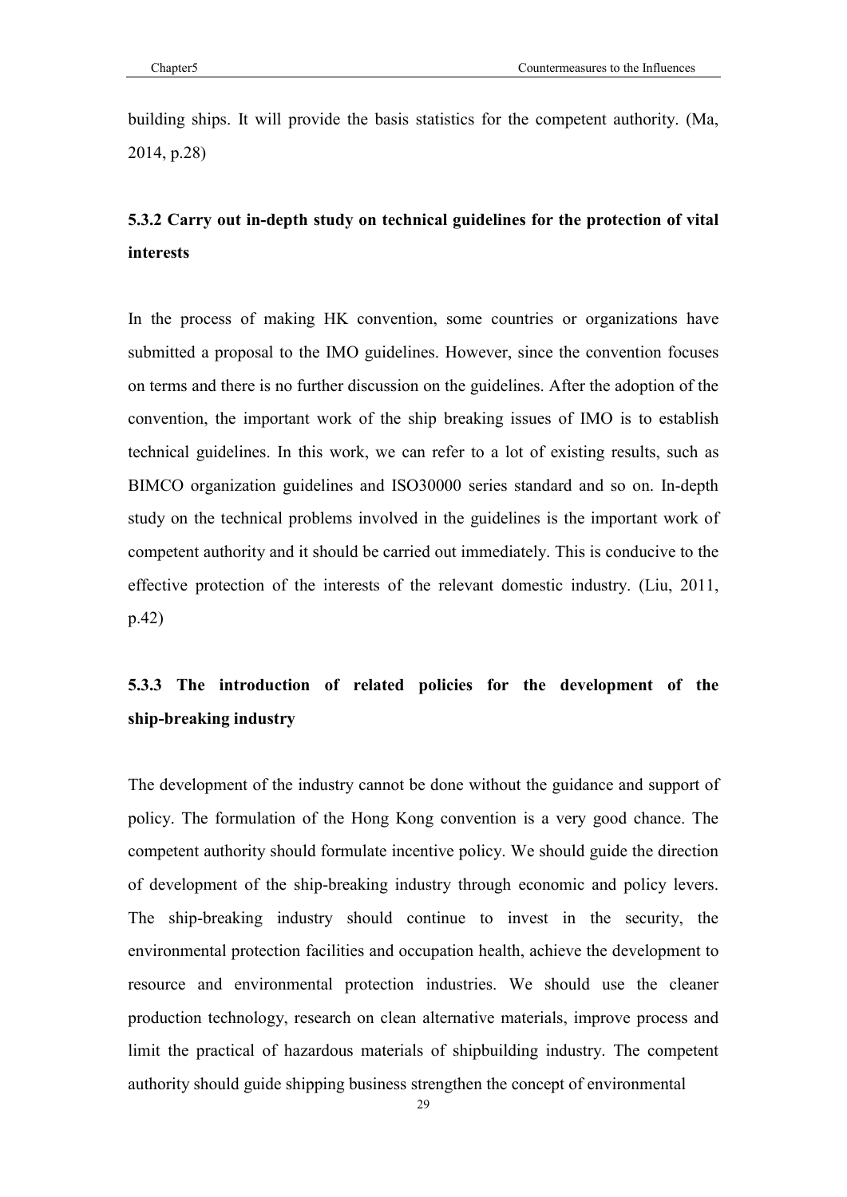building ships. It will provide the basis statistics for the competent authority. (Ma, 2014, p.28)

### 5.3.2 Carry out in-depth study on technical guidelines for the protection of vital interests

In the process of making HK convention, some countries or organizations have submitted a proposal to the IMO guidelines. However, since the convention focuses on terms and there is no further discussion on the guidelines. After the adoption of the convention, the important work of the ship breaking issues of IMO is to establish technical guidelines. In this work, we can refer to a lot of existing results, such as BIMCO organization guidelines and ISO30000 series standard and so on. In-depth study on the technical problems involved in the guidelines is the important work of competent authority and it should be carried out immediately. This is conducive to the effective protection of the interests of the relevant domestic industry. (Liu, 2011, p.42)

### 5.3.3 The introduction of related policies for the development of the ship-breaking industry

The development of the industry cannot be done without the guidance and support of policy. The formulation of the Hong Kong convention is a very good chance. The competent authority should formulate incentive policy. We should guide the direction of development of the ship-breaking industry through economic and policy levers. The ship-breaking industry should continue to invest in the security, the environmental protection facilities and occupation health, achieve the development to resource and environmental protection industries. We should use the cleaner production technology, research on clean alternative materials, improve process and limit the practical of hazardous materials of shipbuilding industry. The competent authority should guide shipping business strengthen the concept of environmental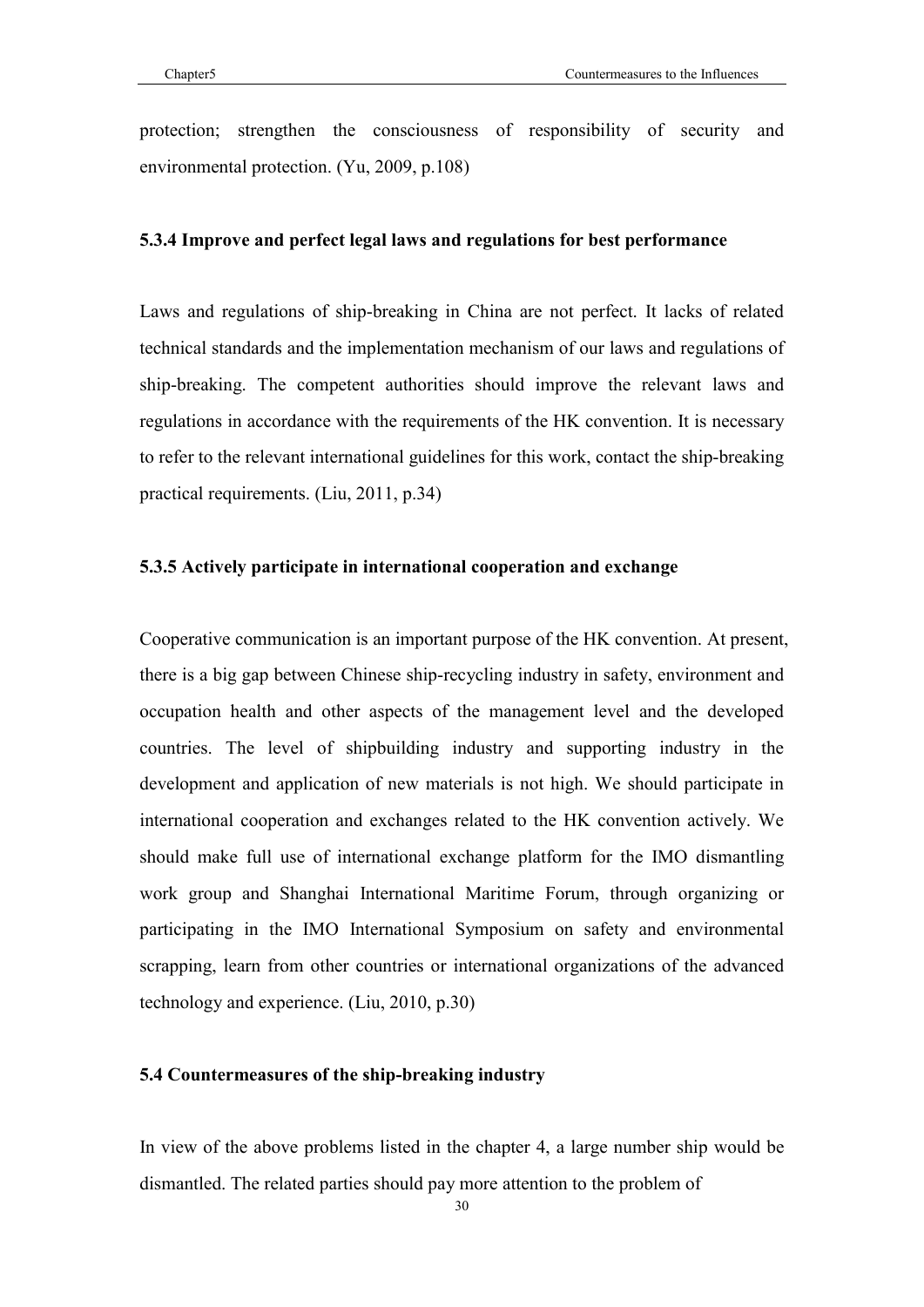protection; strengthen the consciousness of responsibility of security and environmental protection. (Yu, 2009, p.108)

### 5.3.4 Improve and perfect legal laws and regulations for best performance

Laws and regulations of ship-breaking in China are not perfect. It lacks of related technical standards and the implementation mechanism of our laws and regulations of ship-breaking. The competent authorities should improve the relevant laws and regulations in accordance with the requirements of the HK convention. It is necessary to refer to the relevant international guidelines for this work, contact the ship-breaking practical requirements. (Liu, 2011, p.34)

### 5.3.5 Actively participate in international cooperation and exchange

Cooperative communication is an important purpose of the HK convention. At present, there is a big gap between Chinese ship-recycling industry in safety, environment and occupation health and other aspects of the management level and the developed countries. The level of shipbuilding industry and supporting industry in the development and application of new materials is not high. We should participate in international cooperation and exchanges related to the HK convention actively. We should make full use of international exchange platform for the IMO dismantling work group and Shanghai International Maritime Forum, through organizing or participating in the IMO International Symposium on safety and environmental scrapping, learn from other countries or international organizations of the advanced technology and experience. (Liu, 2010, p.30)

## 5.4 Countermeasures of the ship-breaking industry

In view of the above problems listed in the chapter 4, a large number ship would be dismantled. The related parties should pay more attention to the problem of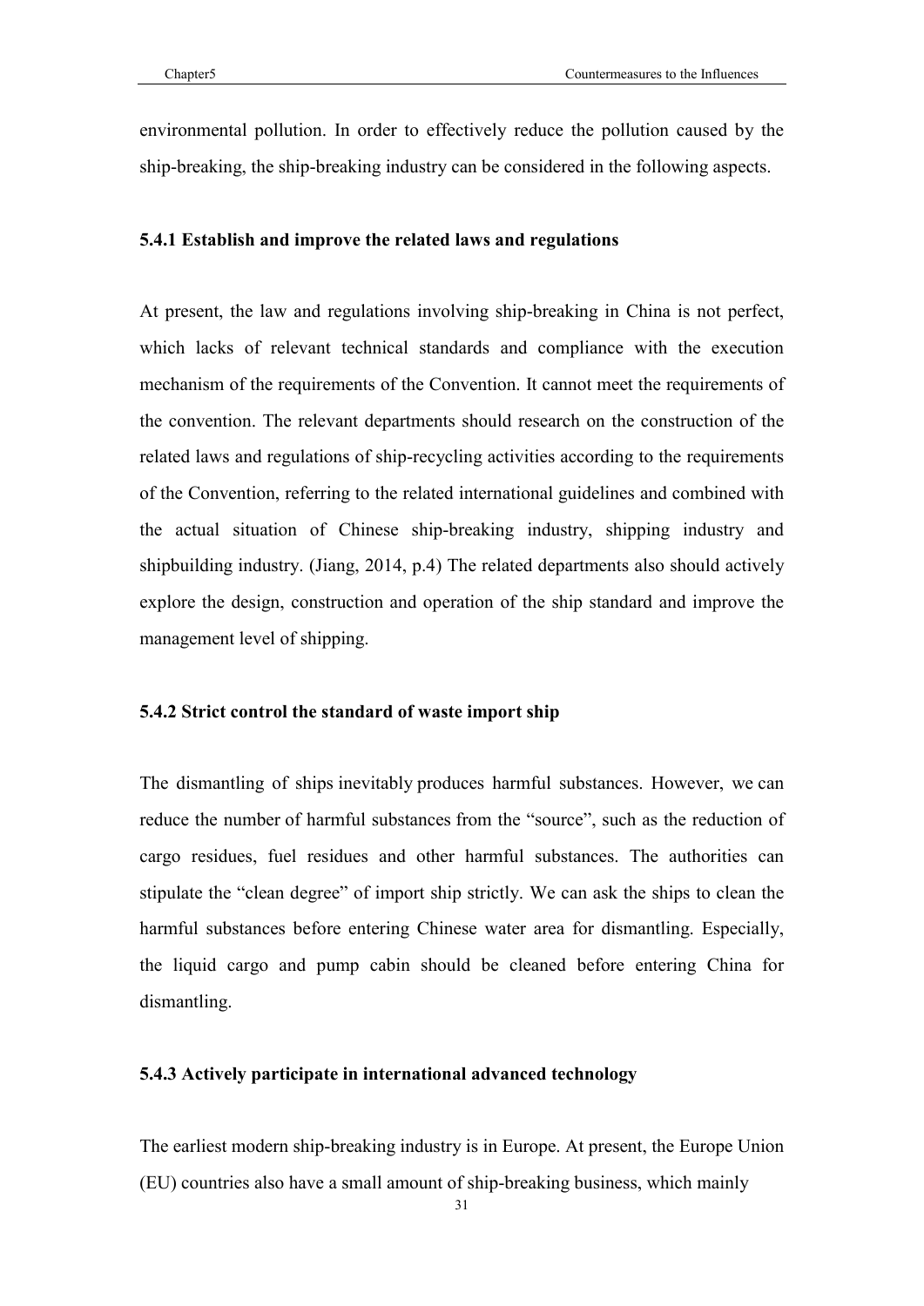environmental pollution. In order to effectively reduce the pollution caused by the ship-breaking, the ship-breaking industry can be considered in the following aspects.

### 5.4.1 Establish and improve the related laws and regulations

At present, the law and regulations involving ship-breaking in China is not perfect, which lacks of relevant technical standards and compliance with the execution mechanism of the requirements of the Convention. It cannot meet the requirements of the convention. The relevant departments should research on the construction of the related laws and regulations of ship-recycling activities according to the requirements of the Convention, referring to the related international guidelines and combined with the actual situation of Chinese ship-breaking industry, shipping industry and shipbuilding industry. (Jiang, 2014, p.4) The related departments also should actively explore the design, construction and operation of the ship standard and improve the management level of shipping.

### 5.4.2 Strict control the standard of waste import ship

The dismantling of ships inevitably produces harmful substances. However, we can reduce the number of harmful substances from the "source", such as the reduction of cargo residues, fuel residues and other harmful substances. The authorities can stipulate the "clean degree" of import ship strictly. We can ask the ships to clean the harmful substances before entering Chinese water area for dismantling. Especially, the liquid cargo and pump cabin should be cleaned before entering China for dismantling.

### 5.4.3 Actively participate in international advanced technology

The earliest modern ship-breaking industry is in Europe. At present, the Europe Union (EU) countries also have a small amount of ship-breaking business, which mainly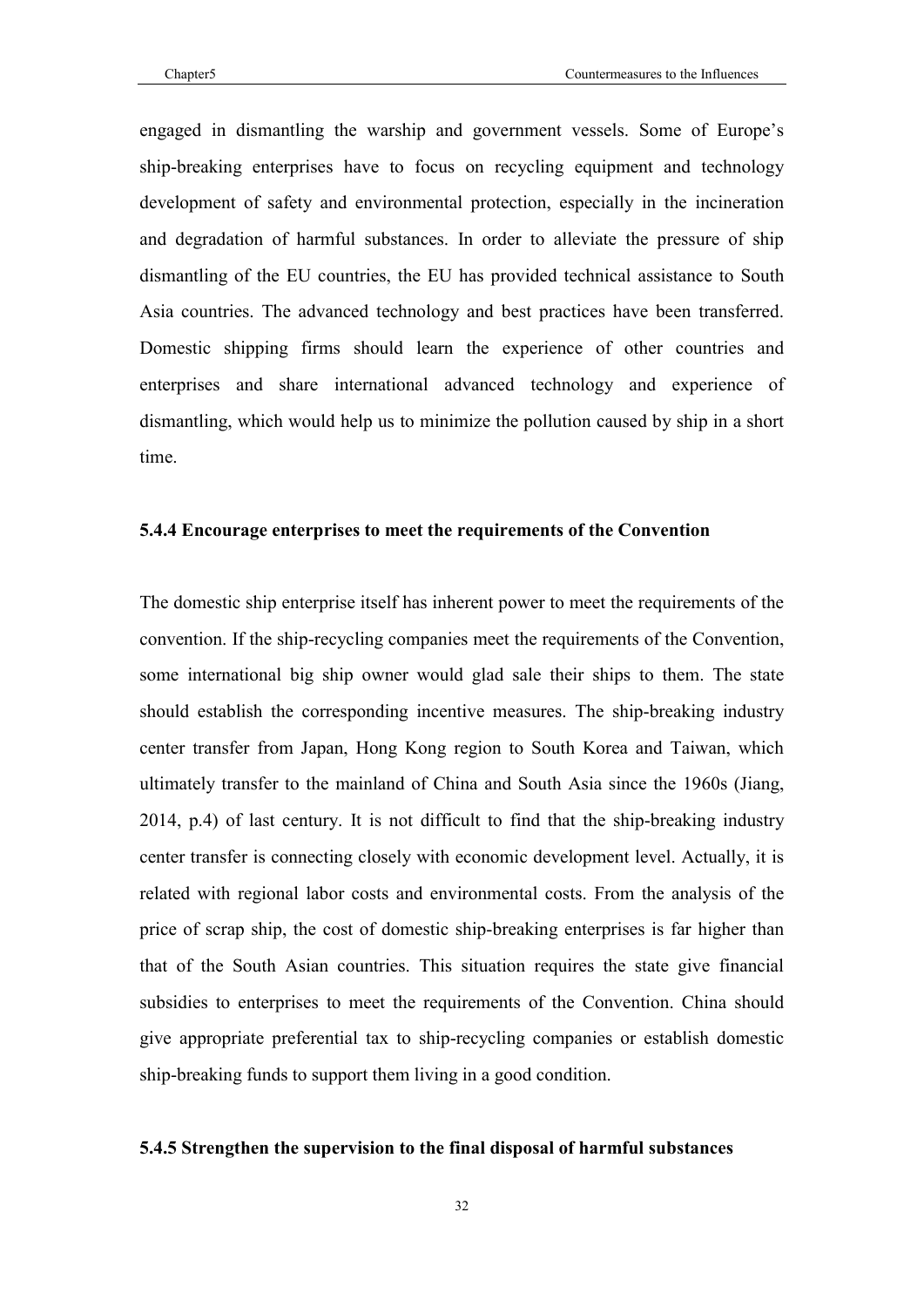engaged in dismantling the warship and government vessels. Some of Europe's ship-breaking enterprises have to focus on recycling equipment and technology development of safety and environmental protection, especially in the incineration and degradation of harmful substances. In order to alleviate the pressure of ship dismantling of the EU countries, the EU has provided technical assistance to South Asia countries. The advanced technology and best practices have been transferred. Domestic shipping firms should learn the experience of other countries and enterprises and share international advanced technology and experience of dismantling, which would help us to minimize the pollution caused by ship in a short time.

### 5.4.4 Encourage enterprises to meet the requirements of the Convention

The domestic ship enterprise itself has inherent power to meet the requirements of the convention. If the ship-recycling companies meet the requirements of the Convention, some international big ship owner would glad sale their ships to them. The state should establish the corresponding incentive measures. The ship-breaking industry center transfer from Japan, Hong Kong region to South Korea and Taiwan, which ultimately transfer to the mainland of China and South Asia since the 1960s (Jiang, 2014, p.4) of last century. It is not difficult to find that the ship-breaking industry center transfer is connecting closely with economic development level. Actually, it is related with regional labor costs and environmental costs. From the analysis of the price of scrap ship, the cost of domestic ship-breaking enterprises is far higher than that of the South Asian countries. This situation requires the state give financial subsidies to enterprises to meet the requirements of the Convention. China should give appropriate preferential tax to ship-recycling companies or establish domestic ship-breaking funds to support them living in a good condition.

### 5.4.5 Strengthen the supervision to the final disposal of harmful substances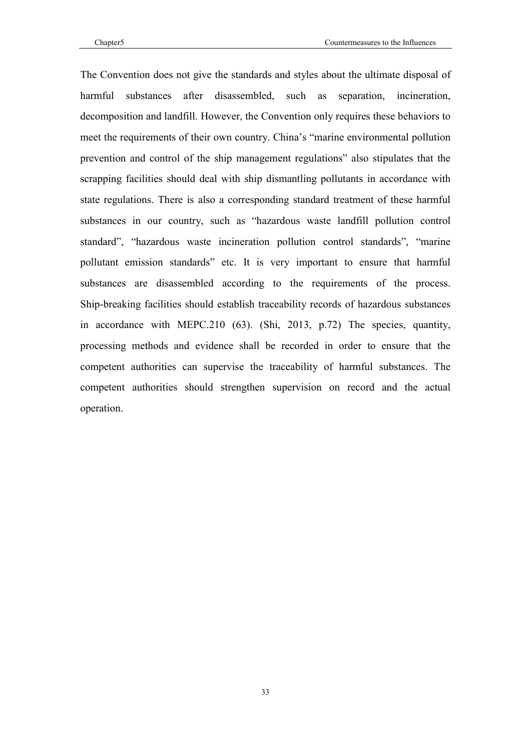The Convention does not give the standards and styles about the ultimate disposal of harmful substances after disassembled, such as separation, incineration, decomposition and landfill. However, the Convention only requires these behaviors to meet the requirements of their own country. China's "marine environmental pollution prevention and control of the ship management regulations" also stipulates that the scrapping facilities should deal with ship dismantling pollutants in accordance with state regulations. There is also a corresponding standard treatment of these harmful substances in our country, such as "hazardous waste landfill pollution control standard", "hazardous waste incineration pollution control standards", "marine pollutant emission standards" etc. It is very important to ensure that harmful substances are disassembled according to the requirements of the process. Ship-breaking facilities should establish traceability records of hazardous substances in accordance with MEPC.210 (63). (Shi, 2013, p.72) The species, quantity, processing methods and evidence shall be recorded in order to ensure that the competent authorities can supervise the traceability of harmful substances. The competent authorities should strengthen supervision on record and the actual operation.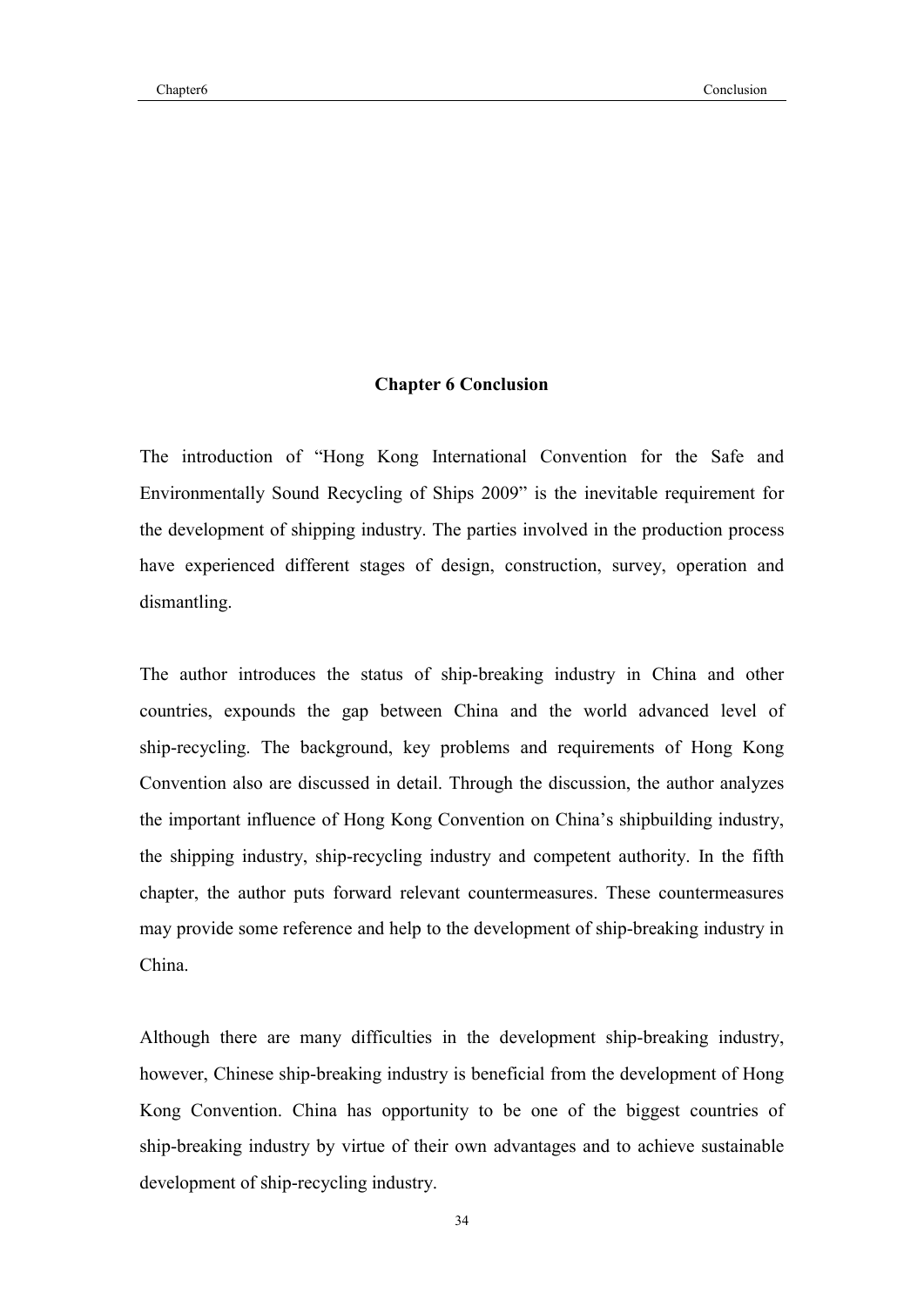# Chapter 6 Conclusion

The introduction of "Hong Kong International Convention for the Safe and Environmentally Sound Recycling of Ships 2009" is the inevitable requirement for the development of shipping industry. The parties involved in the production process have experienced different stages of design, construction, survey, operation and dismantling.

The author introduces the status of ship-breaking industry in China and other countries, expounds the gap between China and the world advanced level of ship-recycling. The background, key problems and requirements of Hong Kong Convention also are discussed in detail. Through the discussion, the author analyzes the important influence of Hong Kong Convention on China's shipbuilding industry, the shipping industry, ship-recycling industry and competent authority. In the fifth chapter, the author puts forward relevant countermeasures. These countermeasures may provide some reference and help to the development of ship-breaking industry in China.

Although there are many difficulties in the development ship-breaking industry, however, Chinese ship-breaking industry is beneficial from the development of Hong Kong Convention. China has opportunity to be one of the biggest countries of ship-breaking industry by virtue of their own advantages and to achieve sustainable development of ship-recycling industry.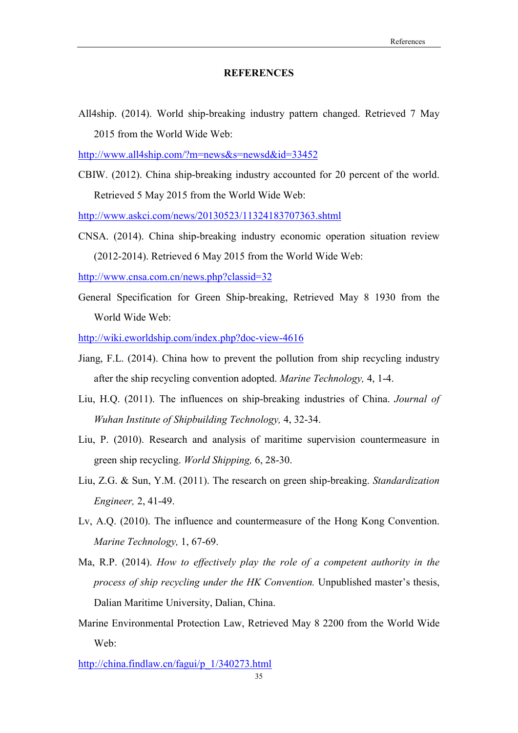# REFERENCES

All4ship. (2014). World ship-breaking industry pattern changed. Retrieved 7 May 2015 from the World Wide Web:

http://www.all4ship.com/?m=news&s=newsd&id=33452

CBIW. (2012). China ship-breaking industry accounted for 20 percent of the world. Retrieved 5 May 2015 from the World Wide Web:

http://www.askci.com/news/20130523/11324183707363.shtml

CNSA. (2014). China ship-breaking industry economic operation situation review (2012-2014). Retrieved 6 May 2015 from the World Wide Web:

http://www.cnsa.com.cn/news.php?classid=32

General Specification for Green Ship-breaking, Retrieved May 8 1930 from the World Wide Web:

http://wiki.eworldship.com/index.php?doc-view-4616

Jiang, F.L. (2014). China how to prevent the pollution from ship recycling industry after the ship recycling convention adopted. *Marine Technology,* 4, 1-4.

Liu, H.Q. (2011). The influences on ship-breaking industries of China. *Journal of Wuhan Institute of Shipbuilding Technology,* 4, 32-34.

Liu, P. (2010). Research and analysis of maritime supervision countermeasure in green ship recycling. *World Shipping,* 6, 28-30.

Liu, Z.G. & Sun, Y.M. (2011). The research on green ship-breaking. *Standardization Engineer,* 2, 41-49.

Lv, A.Q. (2010). The influence and countermeasure of the Hong Kong Convention. *Marine Technology,* 1, 67-69.

Ma, R.P. (2014). *How to effectively play the role of a competent authority in the process of ship recycling under the HK Convention.* Unpublished master's thesis, Dalian Maritime University, Dalian, China.

Marine Environmental Protection Law, Retrieved May 8 2200 from the World Wide Web:

http://china.findlaw.cn/fagui/p_1/340273.html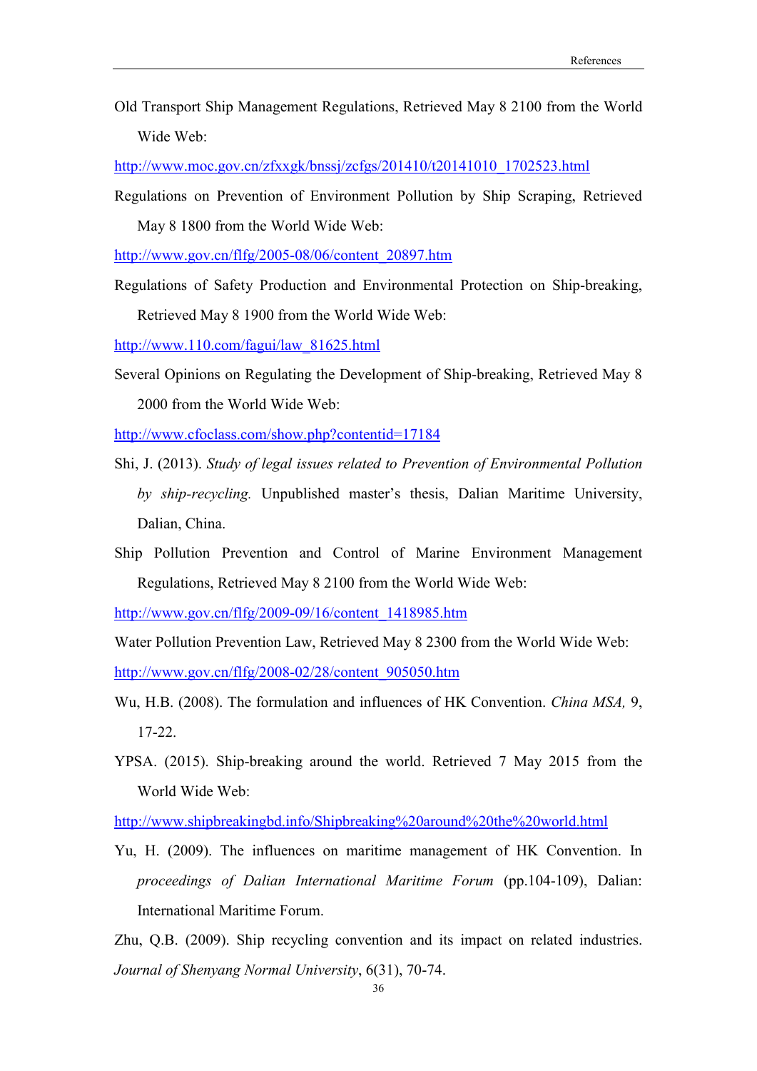Old Transport Ship Management Regulations, Retrieved May 8 2100 from the World Wide Web:

http://www.moc.gov.cn/zfxxgk/bnssj/zcfgs/201410/t20141010_1702523.html

Regulations on Prevention of Environment Pollution by Ship Scraping, Retrieved May 8 1800 from the World Wide Web:

http://www.gov.cn/flfg/2005-08/06/content_20897.htm

Regulations of Safety Production and Environmental Protection on Ship-breaking, Retrieved May 8 1900 from the World Wide Web:

http://www.110.com/fagui/law_81625.html

Several Opinions on Regulating the Development of Ship-breaking, Retrieved May 8 2000 from the World Wide Web:

http://www.cfoclass.com/show.php?contentid=17184

Shi, J. (2013). *Study of legal issues related to Prevention of Environmental Pollution by ship-recycling.* Unpublished master's thesis, Dalian Maritime University, Dalian, China.

Ship Pollution Prevention and Control of Marine Environment Management Regulations, Retrieved May 8 2100 from the World Wide Web:

http://www.gov.cn/flfg/2009-09/16/content_1418985.htm

Water Pollution Prevention Law, Retrieved May 8 2300 from the World Wide Web:

http://www.gov.cn/flfg/2008-02/28/content_905050.htm

Wu, H.B. (2008). The formulation and influences of HK Convention. *China MSA,* 9, 17-22.

YPSA. (2015). Ship-breaking around the world. Retrieved 7 May 2015 from the World Wide Web:

http://www.shipbreakingbd.info/Shipbreaking%20around%20the%20world.html

Yu, H. (2009). The influences on maritime management of HK Convention. In *proceedings of Dalian International Maritime Forum* (pp.104-109), Dalian: International Maritime Forum.

Zhu, Q.B. (2009). Ship recycling convention and its impact on related industries. *Journal of Shenyang Normal University*, 6(31), 70-74.